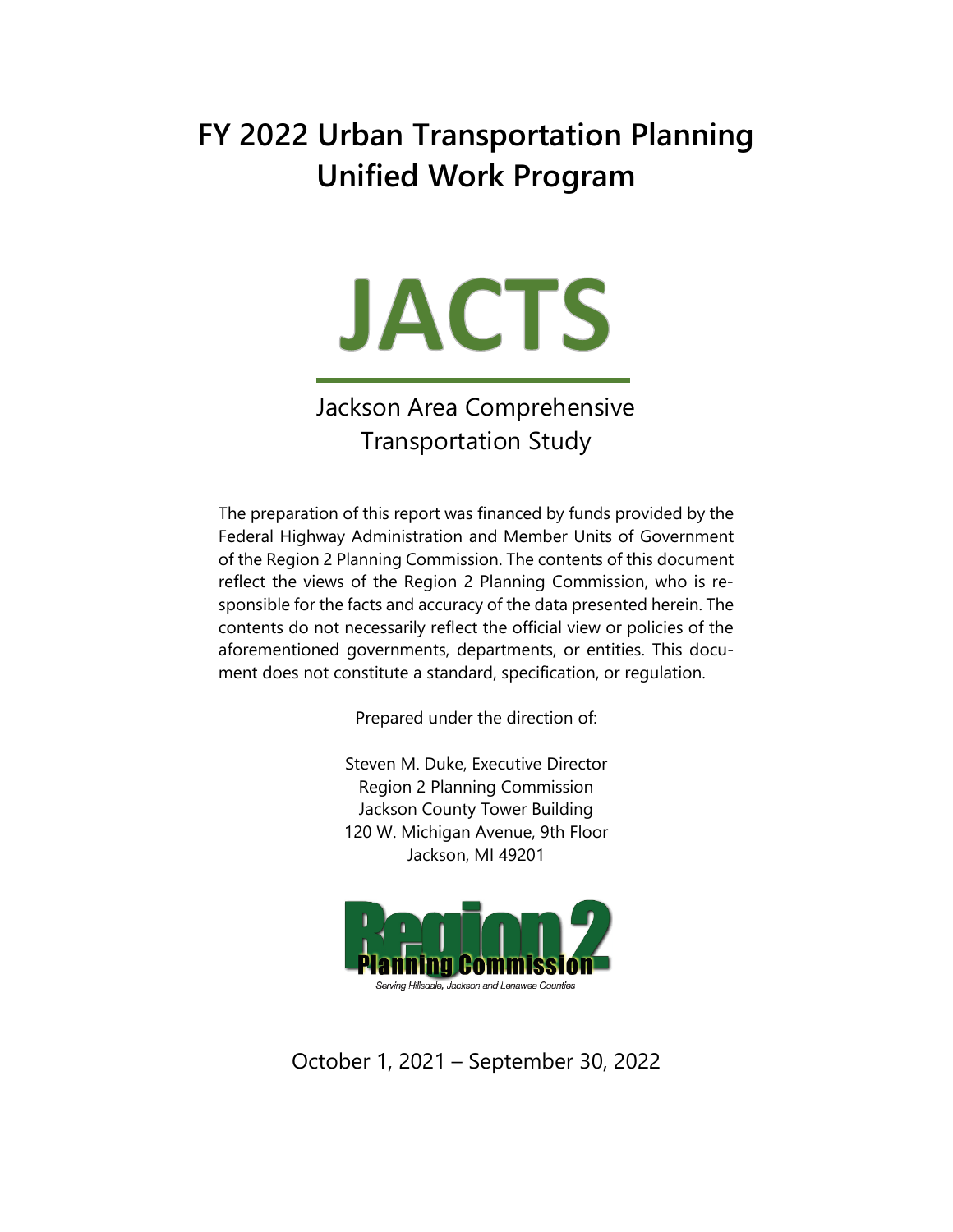# FY 2022 Urban Transportation Planning Unified Work Program

# JACTS

Jackson Area Comprehensive Transportation Study

The preparation of this report was financed by funds provided by the Federal Highway Administration and Member Units of Government of the Region 2 Planning Commission. The contents of this document reflect the views of the Region 2 Planning Commission, who is responsible for the facts and accuracy of the data presented herein. The contents do not necessarily reflect the official view or policies of the aforementioned governments, departments, or entities. This document does not constitute a standard, specification, or regulation.

Prepared under the direction of:

Steven M. Duke, Executive Director
Region 2 Planning Commission
Jackson County Tower Building
120 W. Michigan Avenue, 9th Floor
Jackson, MI 49201

Region 2 Planning Commission
*Serving Hillsdale, Jackson and Lenawee Counties*

October 1, 2021 – September 30, 2022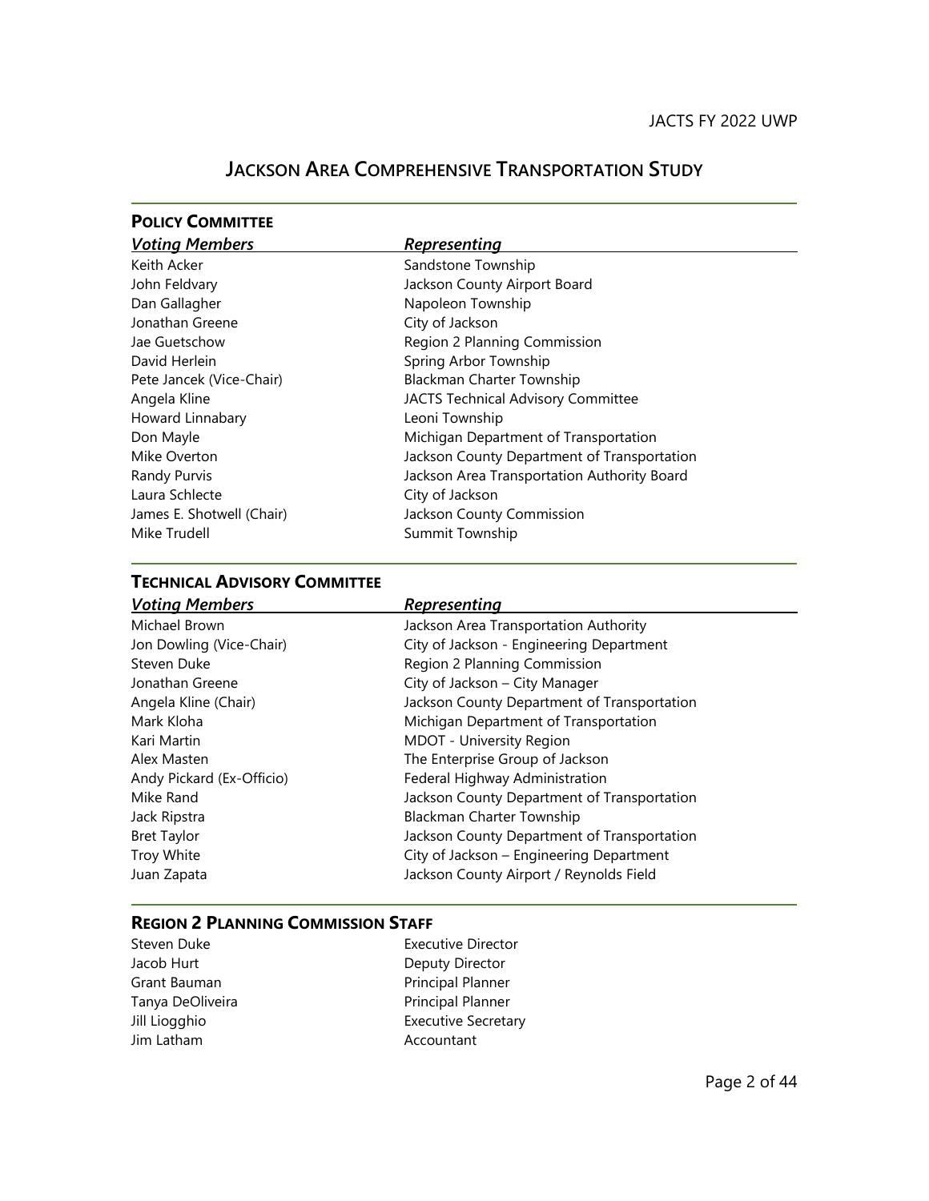# Jackson Area Comprehensive Transportation Study

## Policy Committee

| *Voting Members* | *Representing* |
|---|---|
| Keith Acker | Sandstone Township |
| John Feldvary | Jackson County Airport Board |
| Dan Gallagher | Napoleon Township |
| Jonathan Greene | City of Jackson |
| Jae Guetschow | Region 2 Planning Commission |
| David Herlein | Spring Arbor Township |
| Pete Jancek (Vice-Chair) | Blackman Charter Township |
| Angela Kline | JACTS Technical Advisory Committee |
| Howard Linnabary | Leoni Township |
| Don Mayle | Michigan Department of Transportation |
| Mike Overton | Jackson County Department of Transportation |
| Randy Purvis | Jackson Area Transportation Authority Board |
| Laura Schlecte | City of Jackson |
| James E. Shotwell (Chair) | Jackson County Commission |
| Mike Trudell | Summit Township |

## Technical Advisory Committee

| *Voting Members* | *Representing* |
|---|---|
| Michael Brown | Jackson Area Transportation Authority |
| Jon Dowling (Vice-Chair) | City of Jackson - Engineering Department |
| Steven Duke | Region 2 Planning Commission |
| Jonathan Greene | City of Jackson – City Manager |
| Angela Kline (Chair) | Jackson County Department of Transportation |
| Mark Kloha | Michigan Department of Transportation |
| Kari Martin | MDOT - University Region |
| Alex Masten | The Enterprise Group of Jackson |
| Andy Pickard (Ex-Officio) | Federal Highway Administration |
| Mike Rand | Jackson County Department of Transportation |
| Jack Ripstra | Blackman Charter Township |
| Bret Taylor | Jackson County Department of Transportation |
| Troy White | City of Jackson – Engineering Department |
| Juan Zapata | Jackson County Airport / Reynolds Field |

## Region 2 Planning Commission Staff

| | |
|---|---|
| Steven Duke | Executive Director |
| Jacob Hurt | Deputy Director |
| Grant Bauman | Principal Planner |
| Tanya DeOliveira | Principal Planner |
| Jill Liogghio | Executive Secretary |
| Jim Latham | Accountant |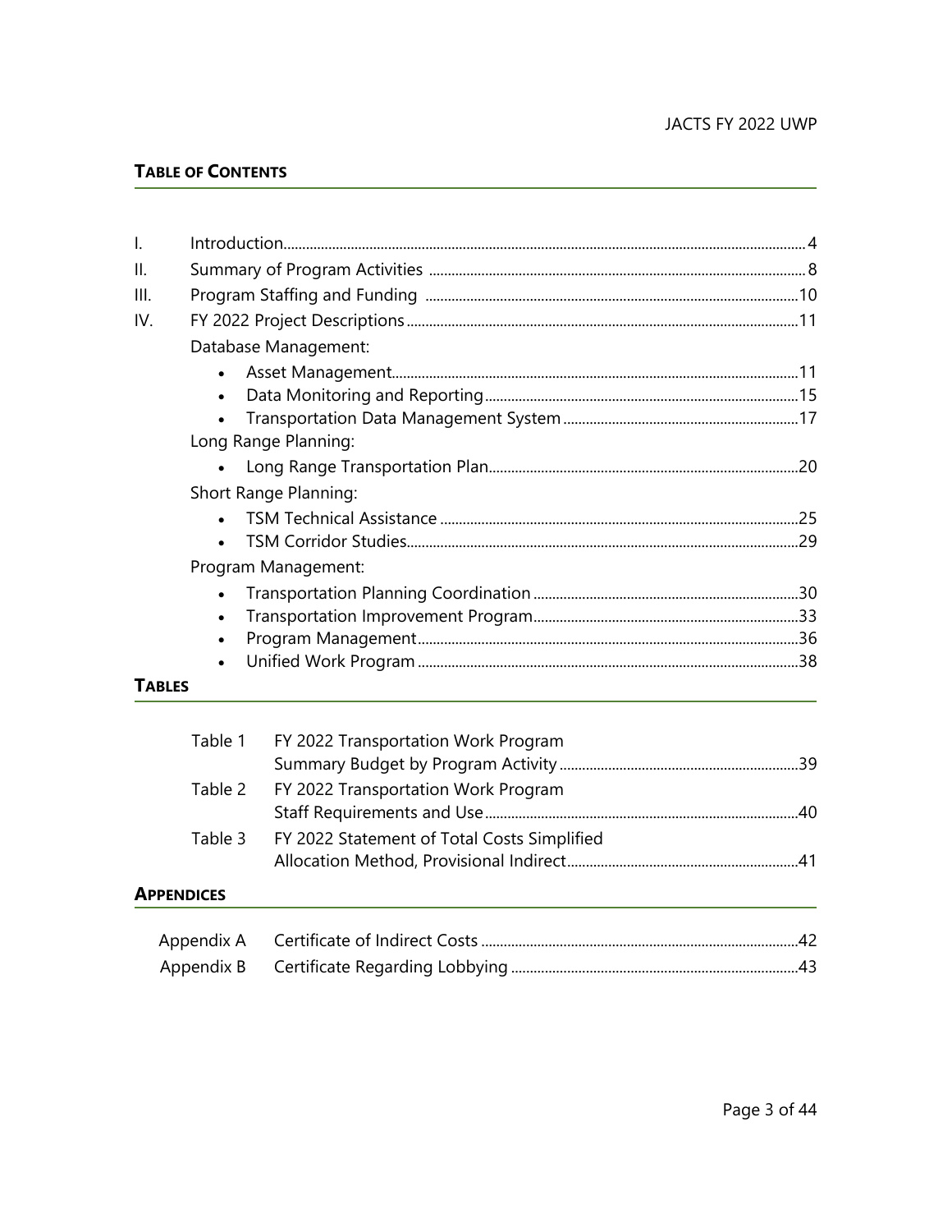## TABLE OF CONTENTS

I. Introduction ........ 4

II. Summary of Program Activities ........ 8

III. Program Staffing and Funding ........ 10

IV. FY 2022 Project Descriptions ........ 11

Database Management:

- Asset Management ........ 11
- Data Monitoring and Reporting ........ 15
- Transportation Data Management System ........ 17

Long Range Planning:

- Long Range Transportation Plan ........ 20

Short Range Planning:

- TSM Technical Assistance ........ 25
- TSM Corridor Studies ........ 29

Program Management:

- Transportation Planning Coordination ........ 30
- Transportation Improvement Program ........ 33
- Program Management ........ 36
- Unified Work Program ........ 38

## TABLES

Table 1 FY 2022 Transportation Work Program Summary Budget by Program Activity ........ 39

Table 2 FY 2022 Transportation Work Program Staff Requirements and Use ........ 40

Table 3 FY 2022 Statement of Total Costs Simplified Allocation Method, Provisional Indirect ........ 41

## APPENDICES

Appendix A Certificate of Indirect Costs ........ 42

Appendix B Certificate Regarding Lobbying ........ 43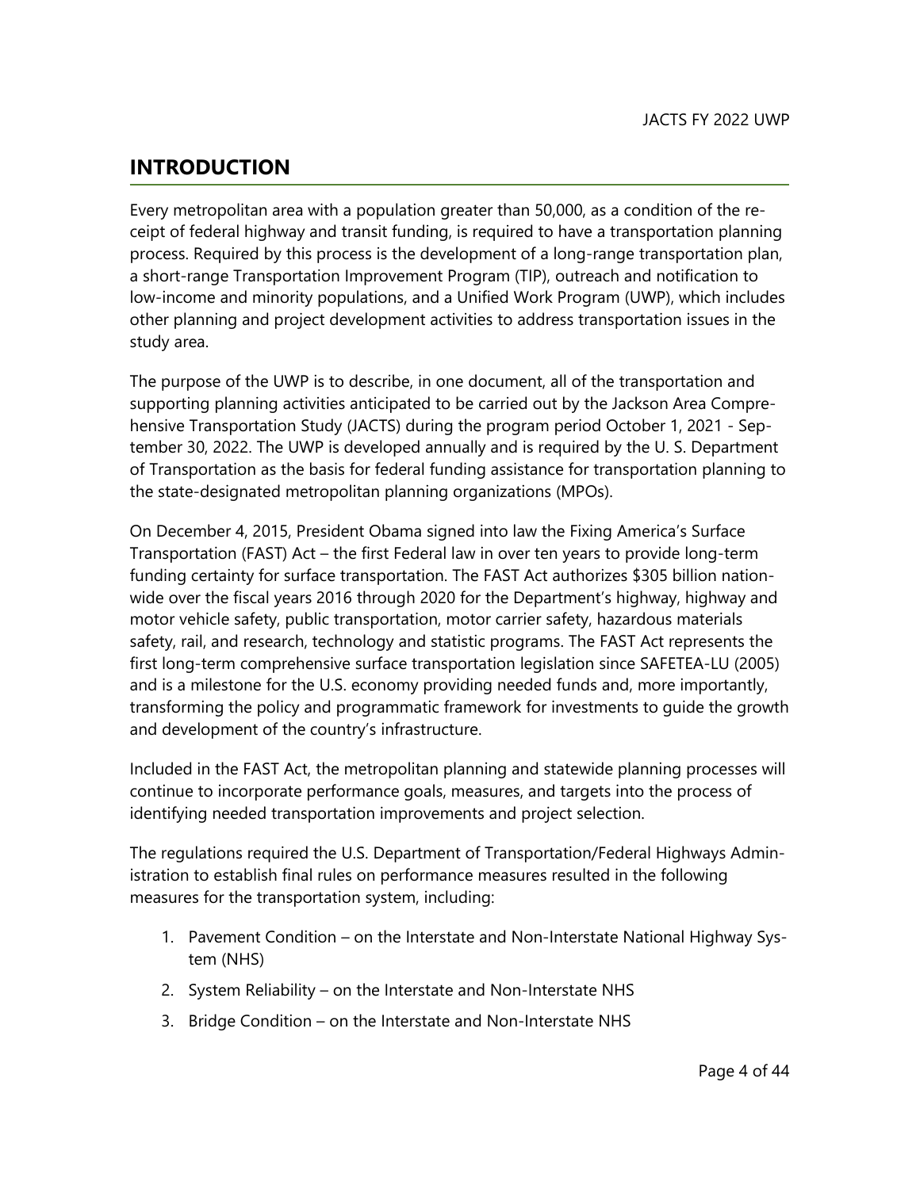## INTRODUCTION

Every metropolitan area with a population greater than 50,000, as a condition of the receipt of federal highway and transit funding, is required to have a transportation planning process. Required by this process is the development of a long-range transportation plan, a short-range Transportation Improvement Program (TIP), outreach and notification to low-income and minority populations, and a Unified Work Program (UWP), which includes other planning and project development activities to address transportation issues in the study area.

The purpose of the UWP is to describe, in one document, all of the transportation and supporting planning activities anticipated to be carried out by the Jackson Area Comprehensive Transportation Study (JACTS) during the program period October 1, 2021 - September 30, 2022. The UWP is developed annually and is required by the U. S. Department of Transportation as the basis for federal funding assistance for transportation planning to the state-designated metropolitan planning organizations (MPOs).

On December 4, 2015, President Obama signed into law the Fixing America's Surface Transportation (FAST) Act – the first Federal law in over ten years to provide long-term funding certainty for surface transportation. The FAST Act authorizes $305 billion nationwide over the fiscal years 2016 through 2020 for the Department's highway, highway and motor vehicle safety, public transportation, motor carrier safety, hazardous materials safety, rail, and research, technology and statistic programs. The FAST Act represents the first long-term comprehensive surface transportation legislation since SAFETEA-LU (2005) and is a milestone for the U.S. economy providing needed funds and, more importantly, transforming the policy and programmatic framework for investments to guide the growth and development of the country's infrastructure.

Included in the FAST Act, the metropolitan planning and statewide planning processes will continue to incorporate performance goals, measures, and targets into the process of identifying needed transportation improvements and project selection.

The regulations required the U.S. Department of Transportation/Federal Highways Administration to establish final rules on performance measures resulted in the following measures for the transportation system, including:

1. Pavement Condition – on the Interstate and Non-Interstate National Highway System (NHS)
2. System Reliability – on the Interstate and Non-Interstate NHS
3. Bridge Condition – on the Interstate and Non-Interstate NHS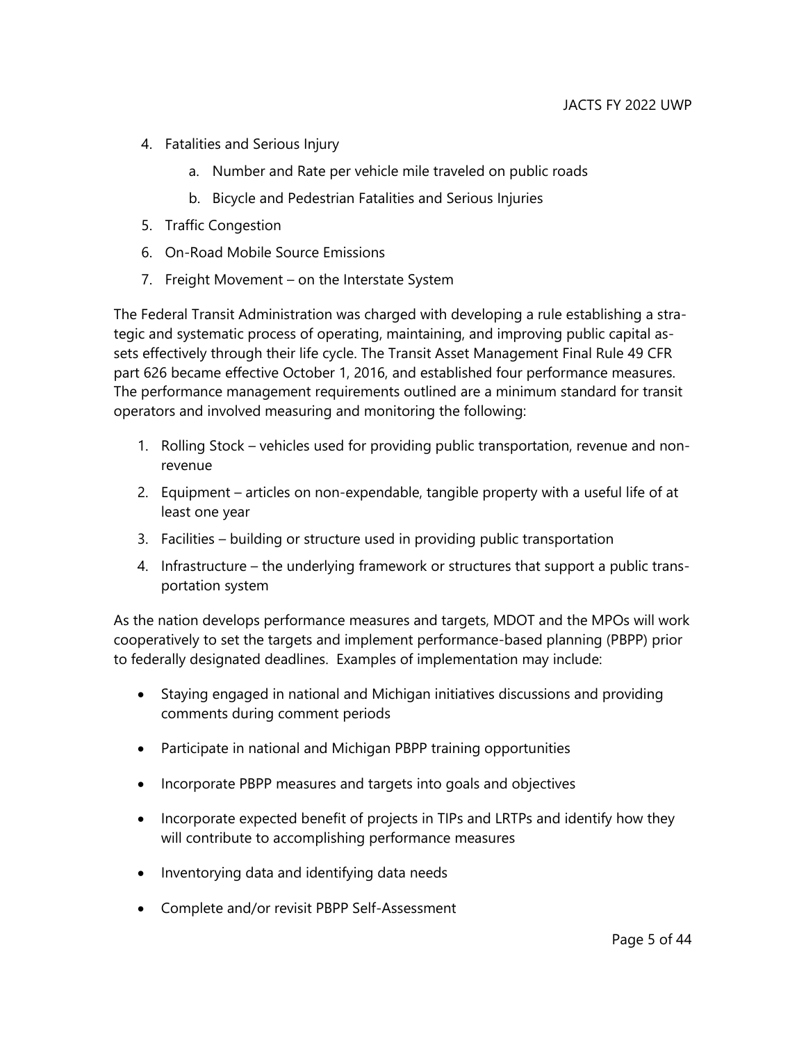4. Fatalities and Serious Injury
    a. Number and Rate per vehicle mile traveled on public roads
    b. Bicycle and Pedestrian Fatalities and Serious Injuries
5. Traffic Congestion
6. On-Road Mobile Source Emissions
7. Freight Movement – on the Interstate System

The Federal Transit Administration was charged with developing a rule establishing a strategic and systematic process of operating, maintaining, and improving public capital assets effectively through their life cycle. The Transit Asset Management Final Rule 49 CFR part 626 became effective October 1, 2016, and established four performance measures. The performance management requirements outlined are a minimum standard for transit operators and involved measuring and monitoring the following:

1. Rolling Stock – vehicles used for providing public transportation, revenue and non-revenue
2. Equipment – articles on non-expendable, tangible property with a useful life of at least one year
3. Facilities – building or structure used in providing public transportation
4. Infrastructure – the underlying framework or structures that support a public transportation system

As the nation develops performance measures and targets, MDOT and the MPOs will work cooperatively to set the targets and implement performance-based planning (PBPP) prior to federally designated deadlines. Examples of implementation may include:

- Staying engaged in national and Michigan initiatives discussions and providing comments during comment periods
- Participate in national and Michigan PBPP training opportunities
- Incorporate PBPP measures and targets into goals and objectives
- Incorporate expected benefit of projects in TIPs and LRTPs and identify how they will contribute to accomplishing performance measures
- Inventorying data and identifying data needs
- Complete and/or revisit PBPP Self-Assessment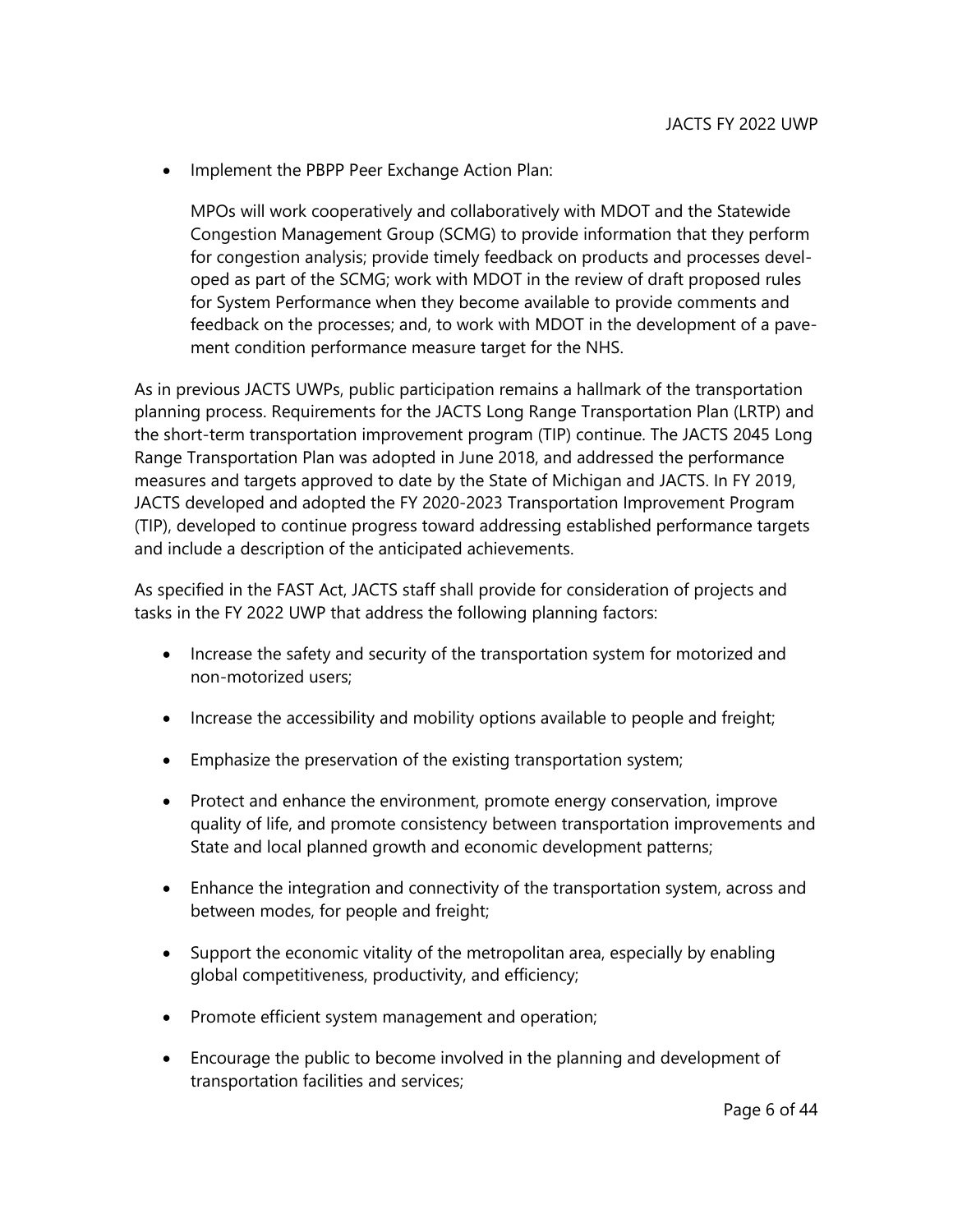- Implement the PBPP Peer Exchange Action Plan:

  MPOs will work cooperatively and collaboratively with MDOT and the Statewide Congestion Management Group (SCMG) to provide information that they perform for congestion analysis; provide timely feedback on products and processes developed as part of the SCMG; work with MDOT in the review of draft proposed rules for System Performance when they become available to provide comments and feedback on the processes; and, to work with MDOT in the development of a pavement condition performance measure target for the NHS.

As in previous JACTS UWPs, public participation remains a hallmark of the transportation planning process. Requirements for the JACTS Long Range Transportation Plan (LRTP) and the short-term transportation improvement program (TIP) continue. The JACTS 2045 Long Range Transportation Plan was adopted in June 2018, and addressed the performance measures and targets approved to date by the State of Michigan and JACTS. In FY 2019, JACTS developed and adopted the FY 2020-2023 Transportation Improvement Program (TIP), developed to continue progress toward addressing established performance targets and include a description of the anticipated achievements.

As specified in the FAST Act, JACTS staff shall provide for consideration of projects and tasks in the FY 2022 UWP that address the following planning factors:

- Increase the safety and security of the transportation system for motorized and non-motorized users;
- Increase the accessibility and mobility options available to people and freight;
- Emphasize the preservation of the existing transportation system;
- Protect and enhance the environment, promote energy conservation, improve quality of life, and promote consistency between transportation improvements and State and local planned growth and economic development patterns;
- Enhance the integration and connectivity of the transportation system, across and between modes, for people and freight;
- Support the economic vitality of the metropolitan area, especially by enabling global competitiveness, productivity, and efficiency;
- Promote efficient system management and operation;
- Encourage the public to become involved in the planning and development of transportation facilities and services;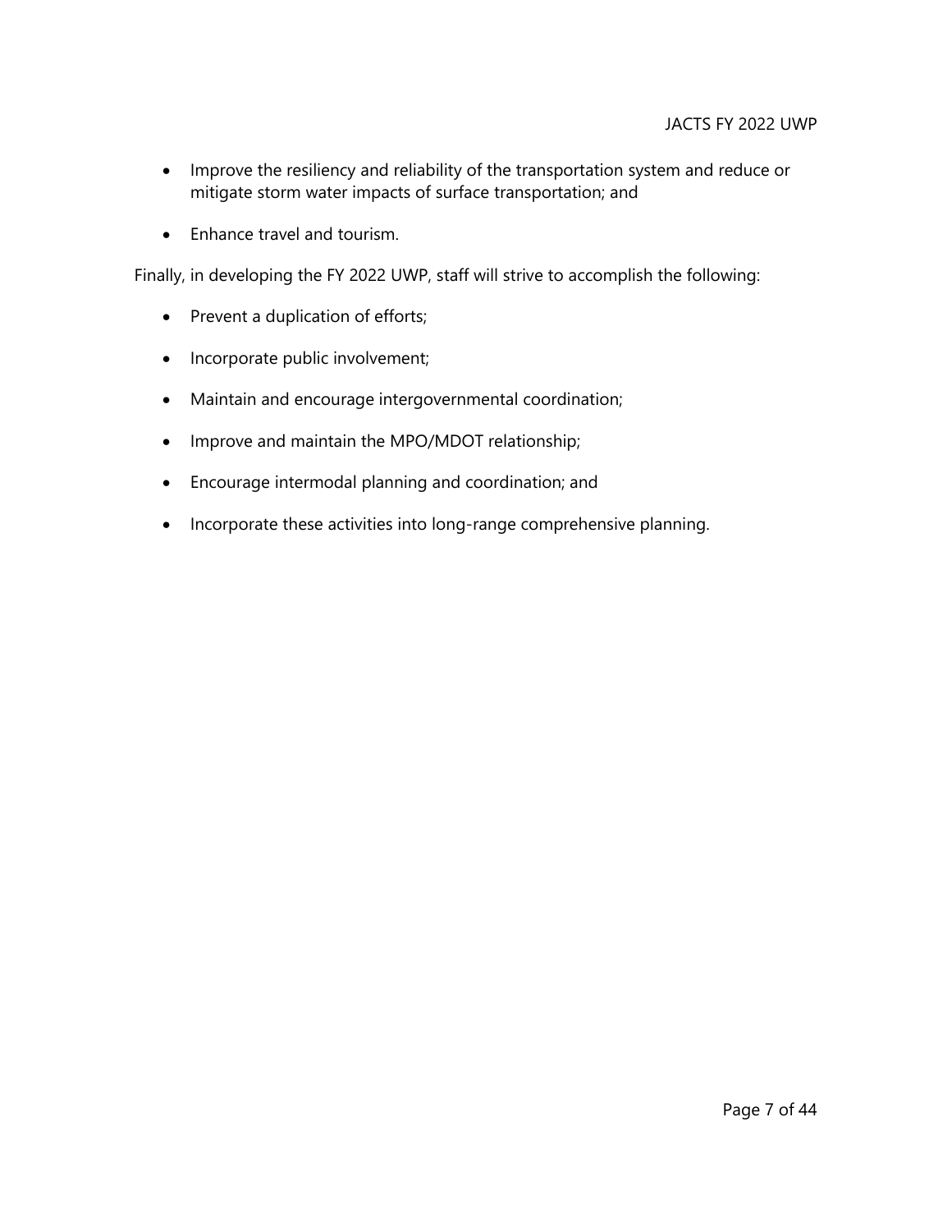- Improve the resiliency and reliability of the transportation system and reduce or mitigate storm water impacts of surface transportation; and
- Enhance travel and tourism.

Finally, in developing the FY 2022 UWP, staff will strive to accomplish the following:

- Prevent a duplication of efforts;
- Incorporate public involvement;
- Maintain and encourage intergovernmental coordination;
- Improve and maintain the MPO/MDOT relationship;
- Encourage intermodal planning and coordination; and
- Incorporate these activities into long-range comprehensive planning.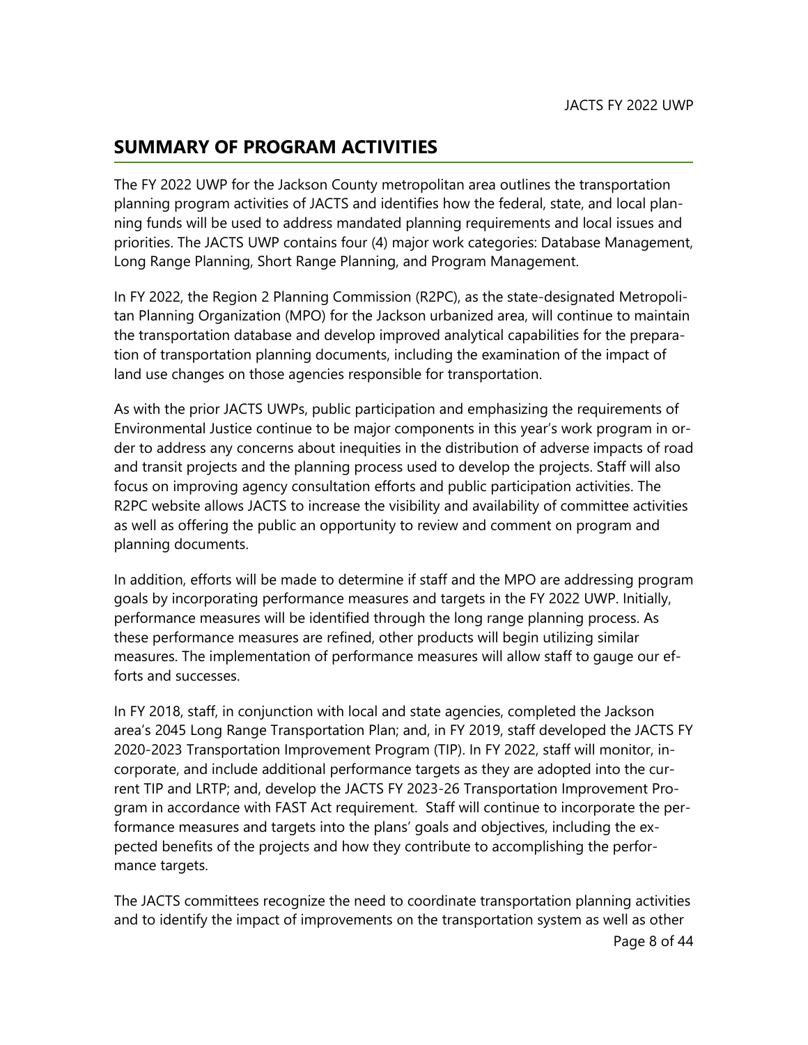## SUMMARY OF PROGRAM ACTIVITIES

The FY 2022 UWP for the Jackson County metropolitan area outlines the transportation planning program activities of JACTS and identifies how the federal, state, and local planning funds will be used to address mandated planning requirements and local issues and priorities. The JACTS UWP contains four (4) major work categories: Database Management, Long Range Planning, Short Range Planning, and Program Management.

In FY 2022, the Region 2 Planning Commission (R2PC), as the state-designated Metropolitan Planning Organization (MPO) for the Jackson urbanized area, will continue to maintain the transportation database and develop improved analytical capabilities for the preparation of transportation planning documents, including the examination of the impact of land use changes on those agencies responsible for transportation.

As with the prior JACTS UWPs, public participation and emphasizing the requirements of Environmental Justice continue to be major components in this year's work program in order to address any concerns about inequities in the distribution of adverse impacts of road and transit projects and the planning process used to develop the projects. Staff will also focus on improving agency consultation efforts and public participation activities. The R2PC website allows JACTS to increase the visibility and availability of committee activities as well as offering the public an opportunity to review and comment on program and planning documents.

In addition, efforts will be made to determine if staff and the MPO are addressing program goals by incorporating performance measures and targets in the FY 2022 UWP. Initially, performance measures will be identified through the long range planning process. As these performance measures are refined, other products will begin utilizing similar measures. The implementation of performance measures will allow staff to gauge our efforts and successes.

In FY 2018, staff, in conjunction with local and state agencies, completed the Jackson area's 2045 Long Range Transportation Plan; and, in FY 2019, staff developed the JACTS FY 2020-2023 Transportation Improvement Program (TIP). In FY 2022, staff will monitor, incorporate, and include additional performance targets as they are adopted into the current TIP and LRTP; and, develop the JACTS FY 2023-26 Transportation Improvement Program in accordance with FAST Act requirement. Staff will continue to incorporate the performance measures and targets into the plans' goals and objectives, including the expected benefits of the projects and how they contribute to accomplishing the performance targets.

The JACTS committees recognize the need to coordinate transportation planning activities and to identify the impact of improvements on the transportation system as well as other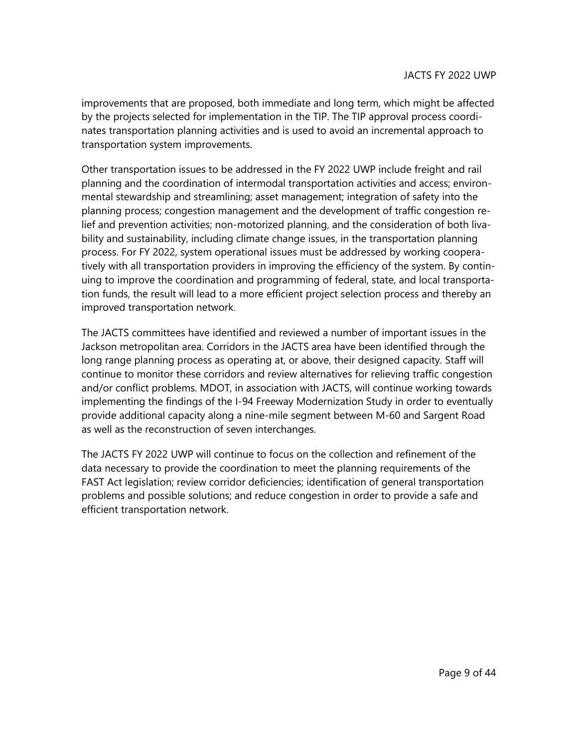improvements that are proposed, both immediate and long term, which might be affected by the projects selected for implementation in the TIP. The TIP approval process coordinates transportation planning activities and is used to avoid an incremental approach to transportation system improvements.

Other transportation issues to be addressed in the FY 2022 UWP include freight and rail planning and the coordination of intermodal transportation activities and access; environmental stewardship and streamlining; asset management; integration of safety into the planning process; congestion management and the development of traffic congestion relief and prevention activities; non-motorized planning, and the consideration of both livability and sustainability, including climate change issues, in the transportation planning process. For FY 2022, system operational issues must be addressed by working cooperatively with all transportation providers in improving the efficiency of the system. By continuing to improve the coordination and programming of federal, state, and local transportation funds, the result will lead to a more efficient project selection process and thereby an improved transportation network.

The JACTS committees have identified and reviewed a number of important issues in the Jackson metropolitan area. Corridors in the JACTS area have been identified through the long range planning process as operating at, or above, their designed capacity. Staff will continue to monitor these corridors and review alternatives for relieving traffic congestion and/or conflict problems. MDOT, in association with JACTS, will continue working towards implementing the findings of the I-94 Freeway Modernization Study in order to eventually provide additional capacity along a nine-mile segment between M-60 and Sargent Road as well as the reconstruction of seven interchanges.

The JACTS FY 2022 UWP will continue to focus on the collection and refinement of the data necessary to provide the coordination to meet the planning requirements of the FAST Act legislation; review corridor deficiencies; identification of general transportation problems and possible solutions; and reduce congestion in order to provide a safe and efficient transportation network.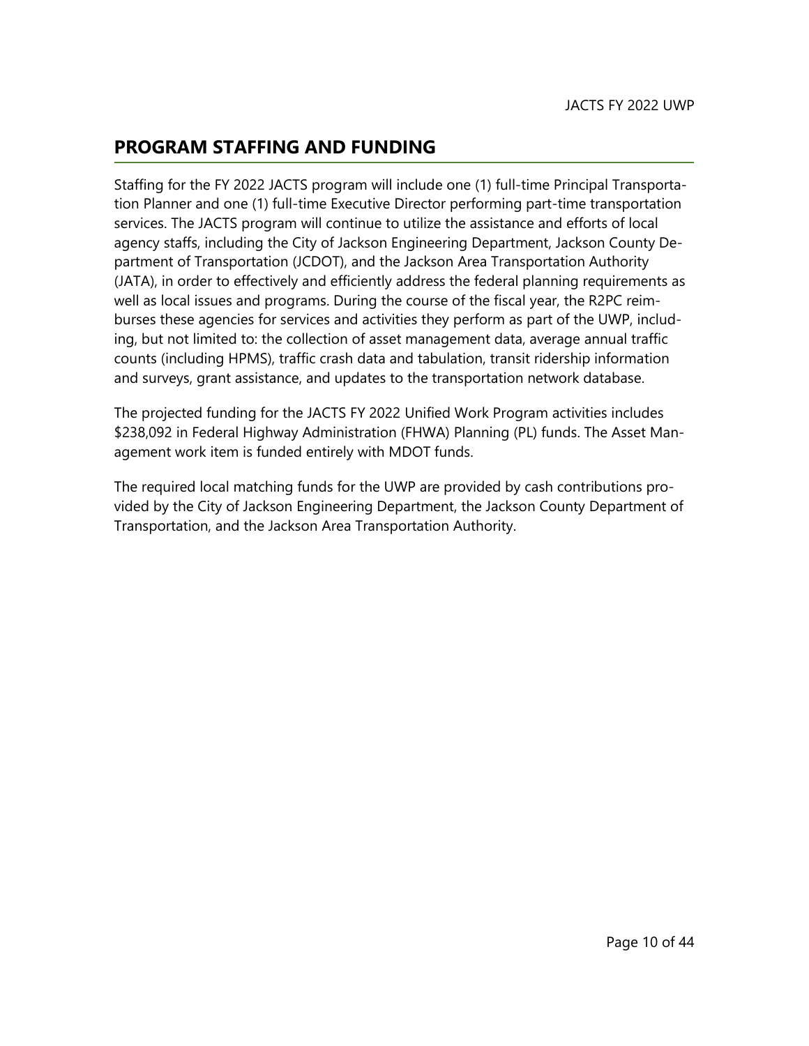## PROGRAM STAFFING AND FUNDING

Staffing for the FY 2022 JACTS program will include one (1) full-time Principal Transportation Planner and one (1) full-time Executive Director performing part-time transportation services. The JACTS program will continue to utilize the assistance and efforts of local agency staffs, including the City of Jackson Engineering Department, Jackson County Department of Transportation (JCDOT), and the Jackson Area Transportation Authority (JATA), in order to effectively and efficiently address the federal planning requirements as well as local issues and programs. During the course of the fiscal year, the R2PC reimburses these agencies for services and activities they perform as part of the UWP, including, but not limited to: the collection of asset management data, average annual traffic counts (including HPMS), traffic crash data and tabulation, transit ridership information and surveys, grant assistance, and updates to the transportation network database.

The projected funding for the JACTS FY 2022 Unified Work Program activities includes $238,092 in Federal Highway Administration (FHWA) Planning (PL) funds. The Asset Management work item is funded entirely with MDOT funds.

The required local matching funds for the UWP are provided by cash contributions provided by the City of Jackson Engineering Department, the Jackson County Department of Transportation, and the Jackson Area Transportation Authority.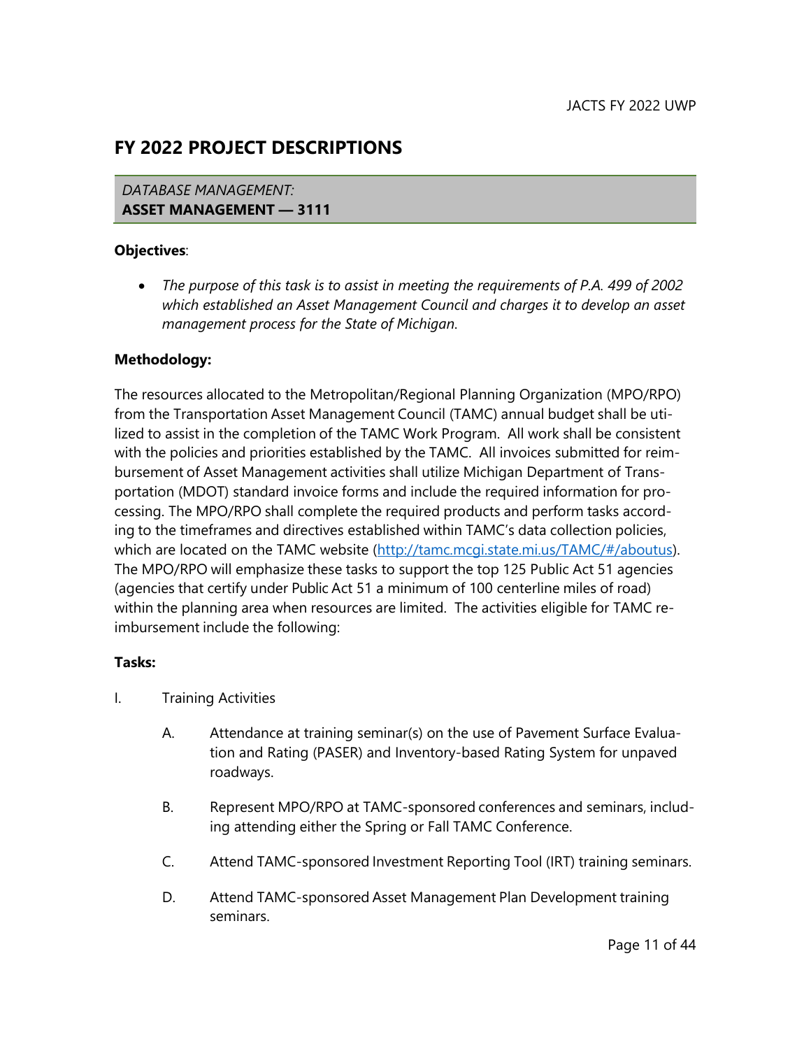## FY 2022 PROJECT DESCRIPTIONS

*DATABASE MANAGEMENT:*
**ASSET MANAGEMENT — 3111**

**Objectives**:

- *The purpose of this task is to assist in meeting the requirements of P.A. 499 of 2002 which established an Asset Management Council and charges it to develop an asset management process for the State of Michigan.*

**Methodology:**

The resources allocated to the Metropolitan/Regional Planning Organization (MPO/RPO) from the Transportation Asset Management Council (TAMC) annual budget shall be utilized to assist in the completion of the TAMC Work Program. All work shall be consistent with the policies and priorities established by the TAMC. All invoices submitted for reimbursement of Asset Management activities shall utilize Michigan Department of Transportation (MDOT) standard invoice forms and include the required information for processing. The MPO/RPO shall complete the required products and perform tasks according to the timeframes and directives established within TAMC's data collection policies, which are located on the TAMC website (http://tamc.mcgi.state.mi.us/TAMC/#/aboutus). The MPO/RPO will emphasize these tasks to support the top 125 Public Act 51 agencies (agencies that certify under Public Act 51 a minimum of 100 centerline miles of road) within the planning area when resources are limited. The activities eligible for TAMC reimbursement include the following:

**Tasks:**

I. Training Activities

   A. Attendance at training seminar(s) on the use of Pavement Surface Evaluation and Rating (PASER) and Inventory-based Rating System for unpaved roadways.

   B. Represent MPO/RPO at TAMC-sponsored conferences and seminars, including attending either the Spring or Fall TAMC Conference.

   C. Attend TAMC-sponsored Investment Reporting Tool (IRT) training seminars.

   D. Attend TAMC-sponsored Asset Management Plan Development training seminars.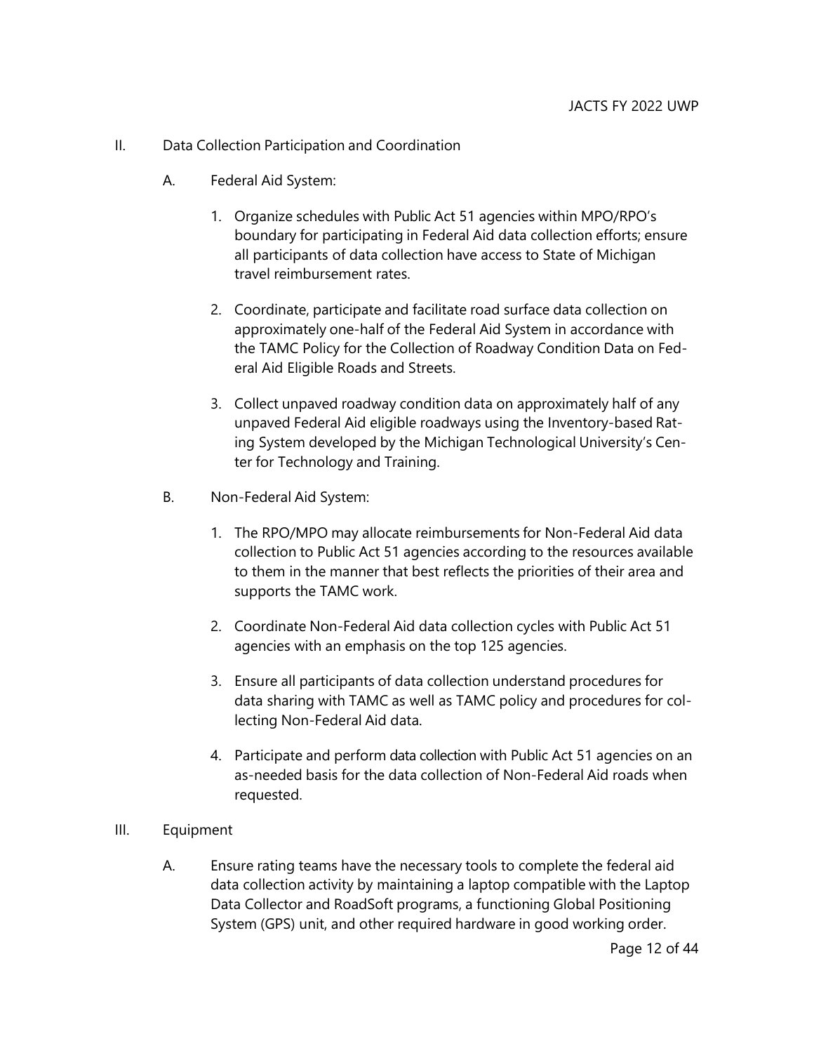II. Data Collection Participation and Coordination

A. Federal Aid System:

1. Organize schedules with Public Act 51 agencies within MPO/RPO's boundary for participating in Federal Aid data collection efforts; ensure all participants of data collection have access to State of Michigan travel reimbursement rates.

2. Coordinate, participate and facilitate road surface data collection on approximately one-half of the Federal Aid System in accordance with the TAMC Policy for the Collection of Roadway Condition Data on Federal Aid Eligible Roads and Streets.

3. Collect unpaved roadway condition data on approximately half of any unpaved Federal Aid eligible roadways using the Inventory-based Rating System developed by the Michigan Technological University's Center for Technology and Training.

B. Non-Federal Aid System:

1. The RPO/MPO may allocate reimbursements for Non-Federal Aid data collection to Public Act 51 agencies according to the resources available to them in the manner that best reflects the priorities of their area and supports the TAMC work.

2. Coordinate Non-Federal Aid data collection cycles with Public Act 51 agencies with an emphasis on the top 125 agencies.

3. Ensure all participants of data collection understand procedures for data sharing with TAMC as well as TAMC policy and procedures for collecting Non-Federal Aid data.

4. Participate and perform data collection with Public Act 51 agencies on an as-needed basis for the data collection of Non-Federal Aid roads when requested.

III. Equipment

A. Ensure rating teams have the necessary tools to complete the federal aid data collection activity by maintaining a laptop compatible with the Laptop Data Collector and RoadSoft programs, a functioning Global Positioning System (GPS) unit, and other required hardware in good working order.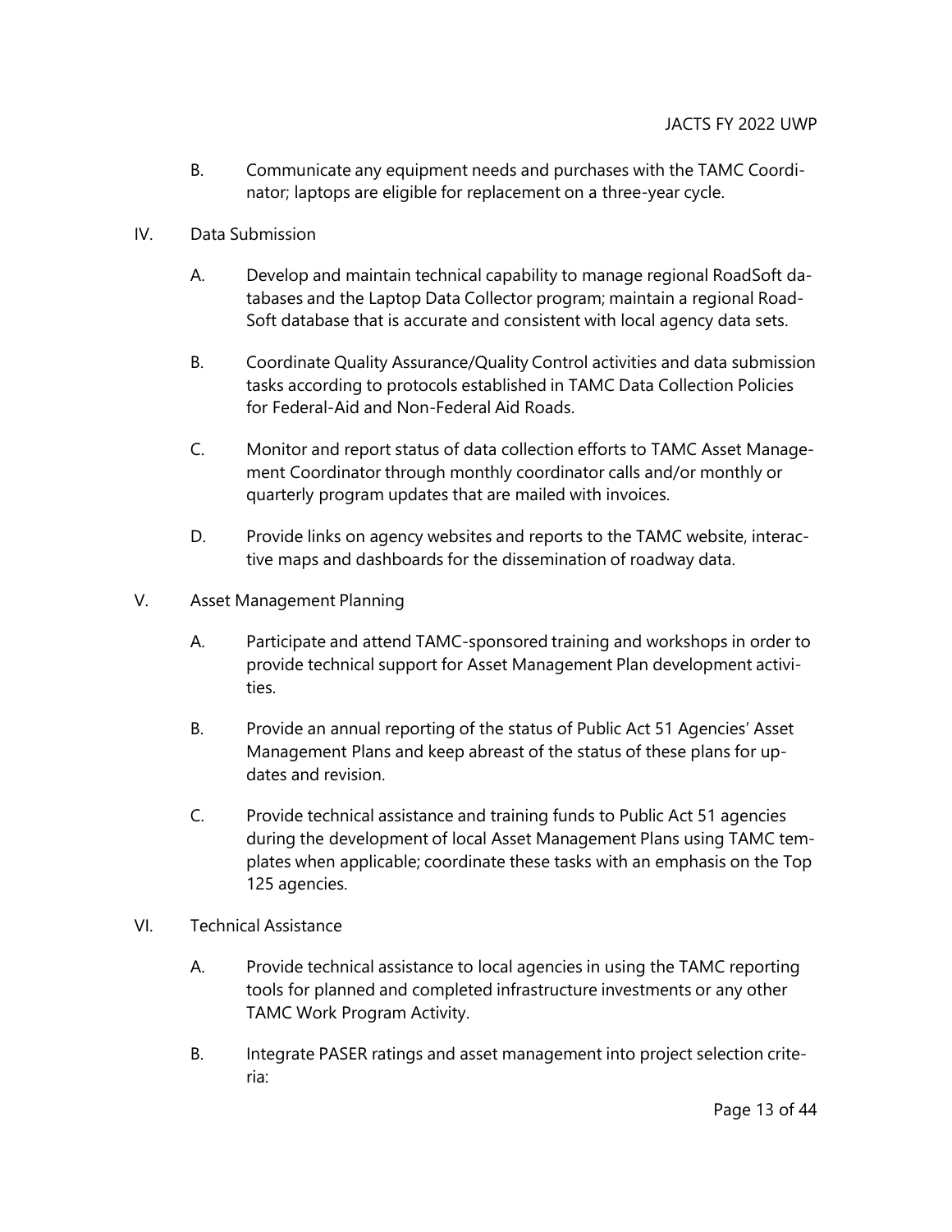B. Communicate any equipment needs and purchases with the TAMC Coordinator; laptops are eligible for replacement on a three-year cycle.

IV. Data Submission

A. Develop and maintain technical capability to manage regional RoadSoft databases and the Laptop Data Collector program; maintain a regional RoadSoft database that is accurate and consistent with local agency data sets.

B. Coordinate Quality Assurance/Quality Control activities and data submission tasks according to protocols established in TAMC Data Collection Policies for Federal-Aid and Non-Federal Aid Roads.

C. Monitor and report status of data collection efforts to TAMC Asset Management Coordinator through monthly coordinator calls and/or monthly or quarterly program updates that are mailed with invoices.

D. Provide links on agency websites and reports to the TAMC website, interactive maps and dashboards for the dissemination of roadway data.

V. Asset Management Planning

A. Participate and attend TAMC-sponsored training and workshops in order to provide technical support for Asset Management Plan development activities.

B. Provide an annual reporting of the status of Public Act 51 Agencies' Asset Management Plans and keep abreast of the status of these plans for updates and revision.

C. Provide technical assistance and training funds to Public Act 51 agencies during the development of local Asset Management Plans using TAMC templates when applicable; coordinate these tasks with an emphasis on the Top 125 agencies.

VI. Technical Assistance

A. Provide technical assistance to local agencies in using the TAMC reporting tools for planned and completed infrastructure investments or any other TAMC Work Program Activity.

B. Integrate PASER ratings and asset management into project selection criteria: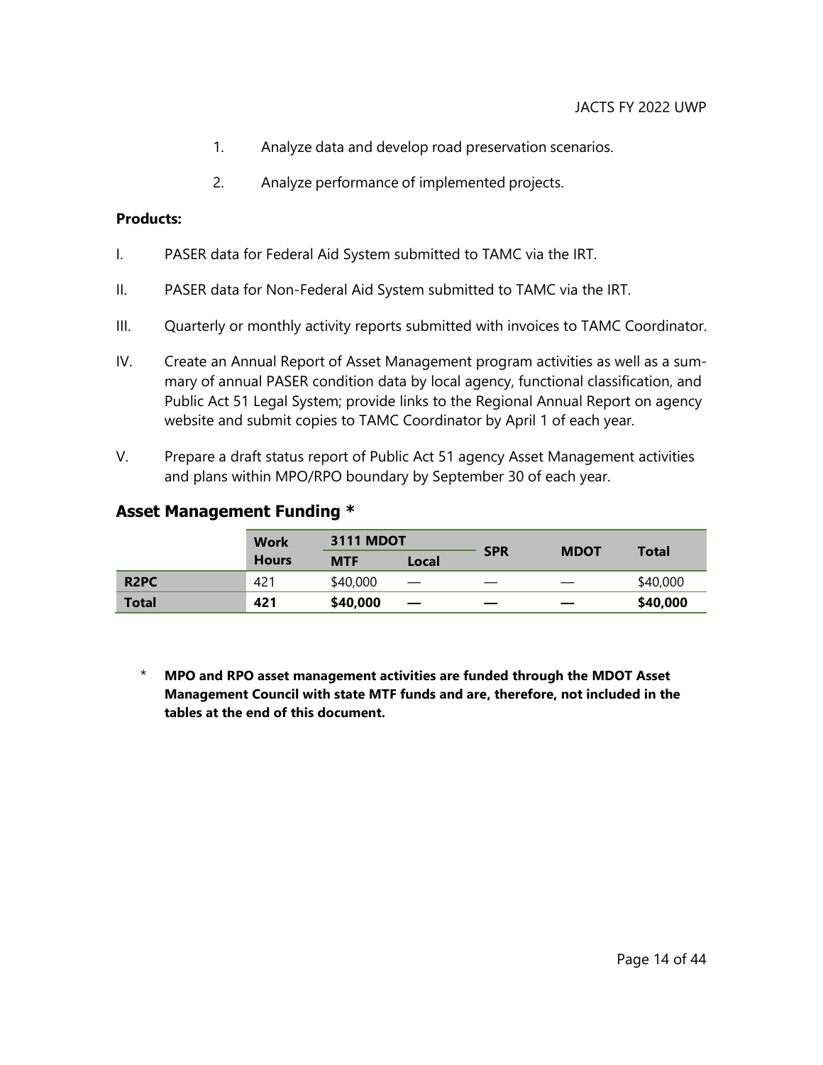1. Analyze data and develop road preservation scenarios.

2. Analyze performance of implemented projects.

**Products:**

I. PASER data for Federal Aid System submitted to TAMC via the IRT.

II. PASER data for Non-Federal Aid System submitted to TAMC via the IRT.

III. Quarterly or monthly activity reports submitted with invoices to TAMC Coordinator.

IV. Create an Annual Report of Asset Management program activities as well as a summary of annual PASER condition data by local agency, functional classification, and Public Act 51 Legal System; provide links to the Regional Annual Report on agency website and submit copies to TAMC Coordinator by April 1 of each year.

V. Prepare a draft status report of Public Act 51 agency Asset Management activities and plans within MPO/RPO boundary by September 30 of each year.

## Asset Management Funding *

| | Work Hours | 3111 MDOT | | SPR | MDOT | Total |
|---|---|---|---|---|---|---|
| | | MTF | Local | | | |
| **R2PC** | 421 | $40,000 | — | — | — | $40,000 |
| **Total** | **421** | **$40,000** | **—** | **—** | **—** | **$40,000** |

\* **MPO and RPO asset management activities are funded through the MDOT Asset Management Council with state MTF funds and are, therefore, not included in the tables at the end of this document.**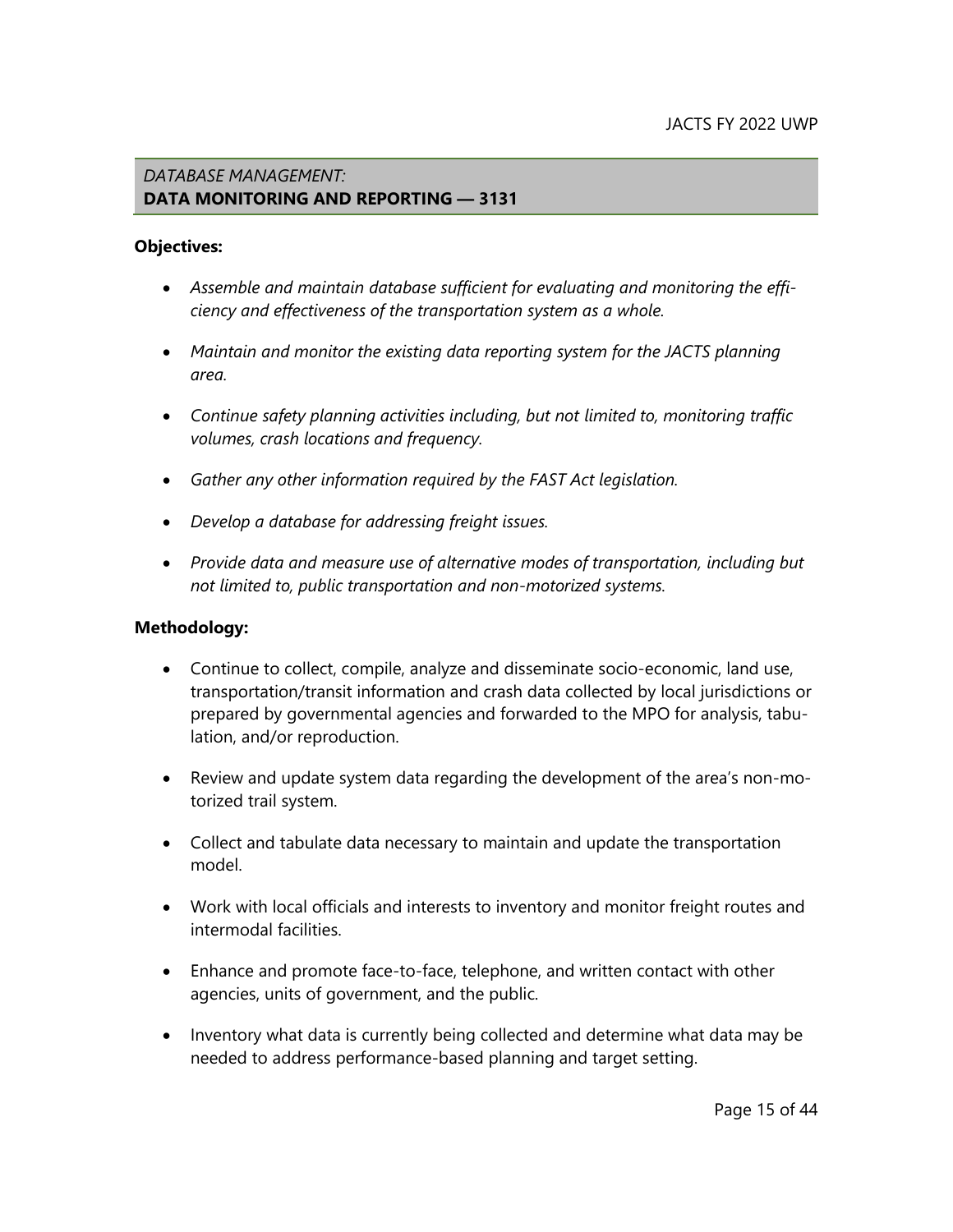## *DATABASE MANAGEMENT:*
## **DATA MONITORING AND REPORTING — 3131**

**Objectives:**

- *Assemble and maintain database sufficient for evaluating and monitoring the efficiency and effectiveness of the transportation system as a whole.*
- *Maintain and monitor the existing data reporting system for the JACTS planning area.*
- *Continue safety planning activities including, but not limited to, monitoring traffic volumes, crash locations and frequency.*
- *Gather any other information required by the FAST Act legislation.*
- *Develop a database for addressing freight issues.*
- *Provide data and measure use of alternative modes of transportation, including but not limited to, public transportation and non-motorized systems.*

**Methodology:**

- Continue to collect, compile, analyze and disseminate socio-economic, land use, transportation/transit information and crash data collected by local jurisdictions or prepared by governmental agencies and forwarded to the MPO for analysis, tabulation, and/or reproduction.
- Review and update system data regarding the development of the area's non-motorized trail system.
- Collect and tabulate data necessary to maintain and update the transportation model.
- Work with local officials and interests to inventory and monitor freight routes and intermodal facilities.
- Enhance and promote face-to-face, telephone, and written contact with other agencies, units of government, and the public.
- Inventory what data is currently being collected and determine what data may be needed to address performance-based planning and target setting.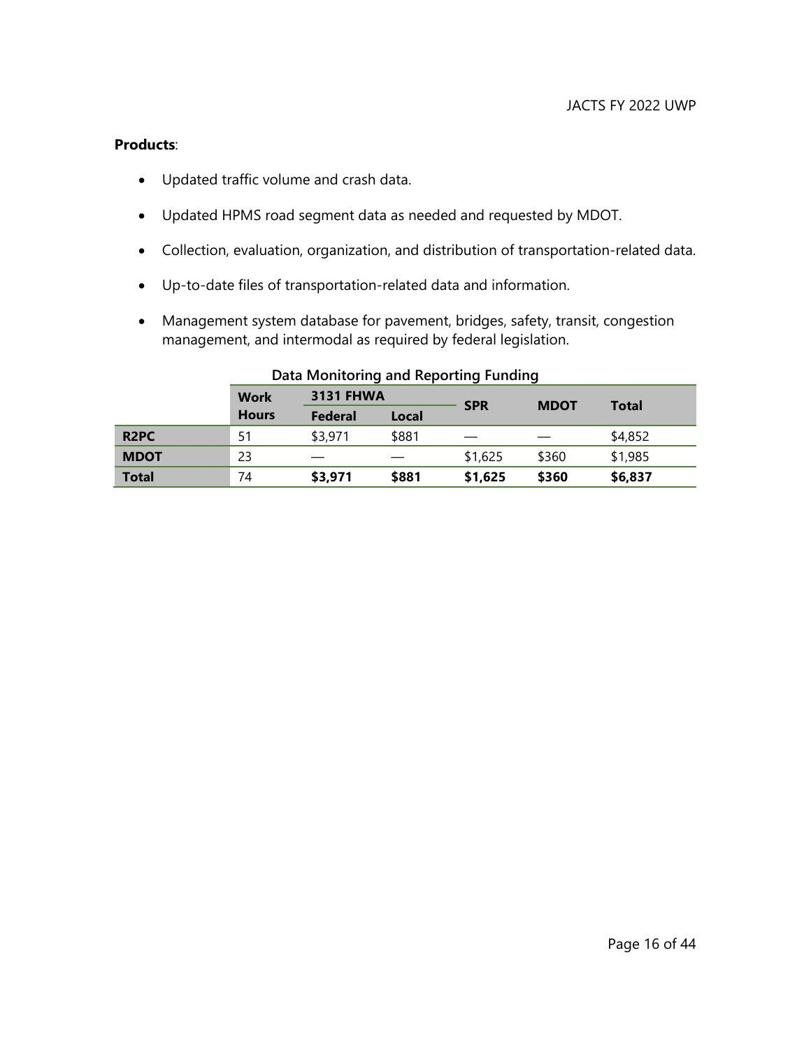**Products**:

- Updated traffic volume and crash data.
- Updated HPMS road segment data as needed and requested by MDOT.
- Collection, evaluation, organization, and distribution of transportation-related data.
- Up-to-date files of transportation-related data and information.
- Management system database for pavement, bridges, safety, transit, congestion management, and intermodal as required by federal legislation.

**Data Monitoring and Reporting Funding**

| | Work Hours | 3131 FHWA | | SPR | MDOT | Total |
|---|---|---|---|---|---|---|
| | | Federal | Local | | | |
| **R2PC** | 51 | $3,971 | $881 | — | — | $4,852 |
| **MDOT** | 23 | — | — | $1,625 | $360 | $1,985 |
| **Total** | 74 | **$3,971** | **$881** | **$1,625** | **$360** | **$6,837** |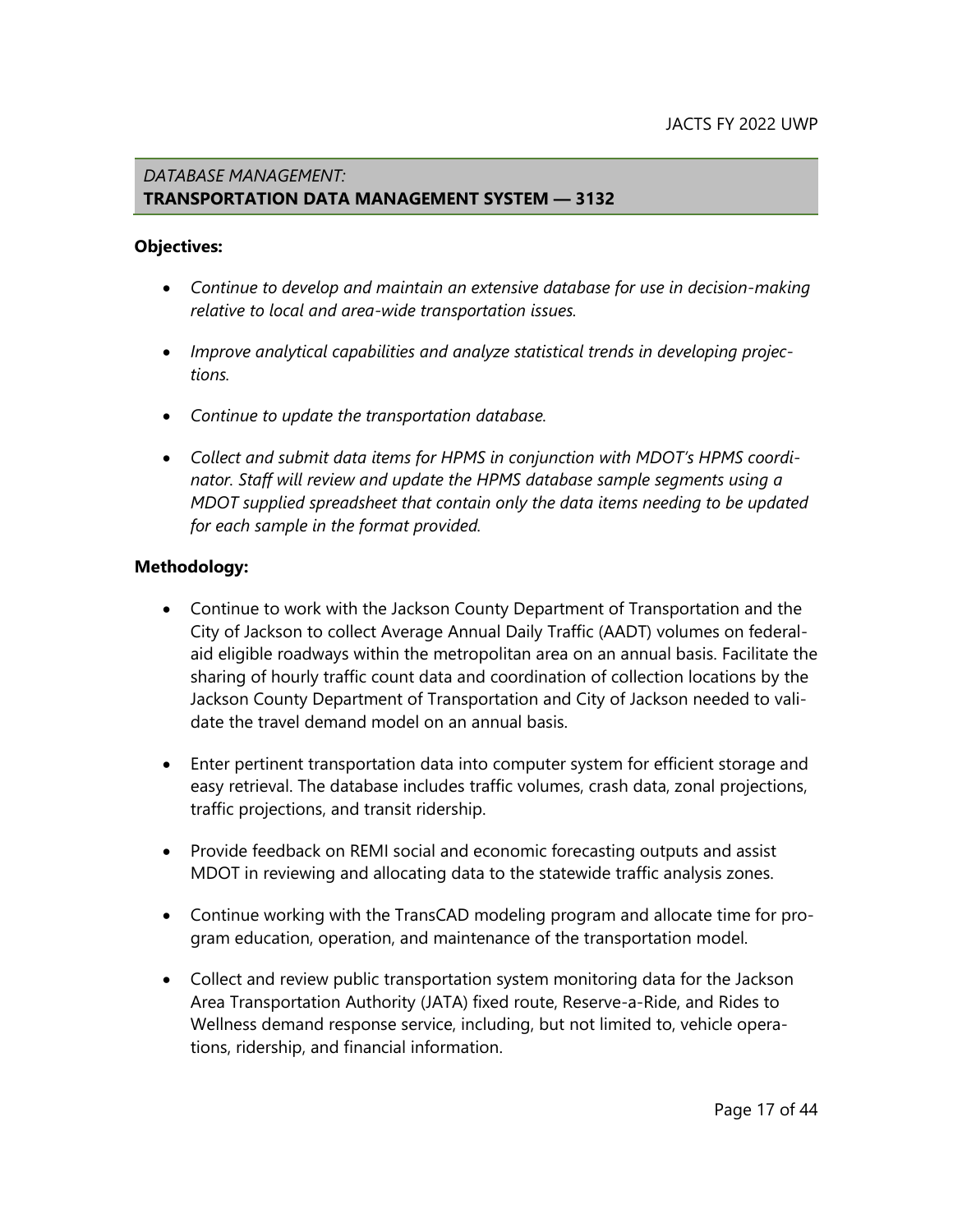## *DATABASE MANAGEMENT:*
## **TRANSPORTATION DATA MANAGEMENT SYSTEM — 3132**

**Objectives:**

- *Continue to develop and maintain an extensive database for use in decision-making relative to local and area-wide transportation issues.*

- *Improve analytical capabilities and analyze statistical trends in developing projections.*

- *Continue to update the transportation database.*

- *Collect and submit data items for HPMS in conjunction with MDOT's HPMS coordinator. Staff will review and update the HPMS database sample segments using a MDOT supplied spreadsheet that contain only the data items needing to be updated for each sample in the format provided.*

**Methodology:**

- Continue to work with the Jackson County Department of Transportation and the City of Jackson to collect Average Annual Daily Traffic (AADT) volumes on federal-aid eligible roadways within the metropolitan area on an annual basis. Facilitate the sharing of hourly traffic count data and coordination of collection locations by the Jackson County Department of Transportation and City of Jackson needed to validate the travel demand model on an annual basis.

- Enter pertinent transportation data into computer system for efficient storage and easy retrieval. The database includes traffic volumes, crash data, zonal projections, traffic projections, and transit ridership.

- Provide feedback on REMI social and economic forecasting outputs and assist MDOT in reviewing and allocating data to the statewide traffic analysis zones.

- Continue working with the TransCAD modeling program and allocate time for program education, operation, and maintenance of the transportation model.

- Collect and review public transportation system monitoring data for the Jackson Area Transportation Authority (JATA) fixed route, Reserve-a-Ride, and Rides to Wellness demand response service, including, but not limited to, vehicle operations, ridership, and financial information.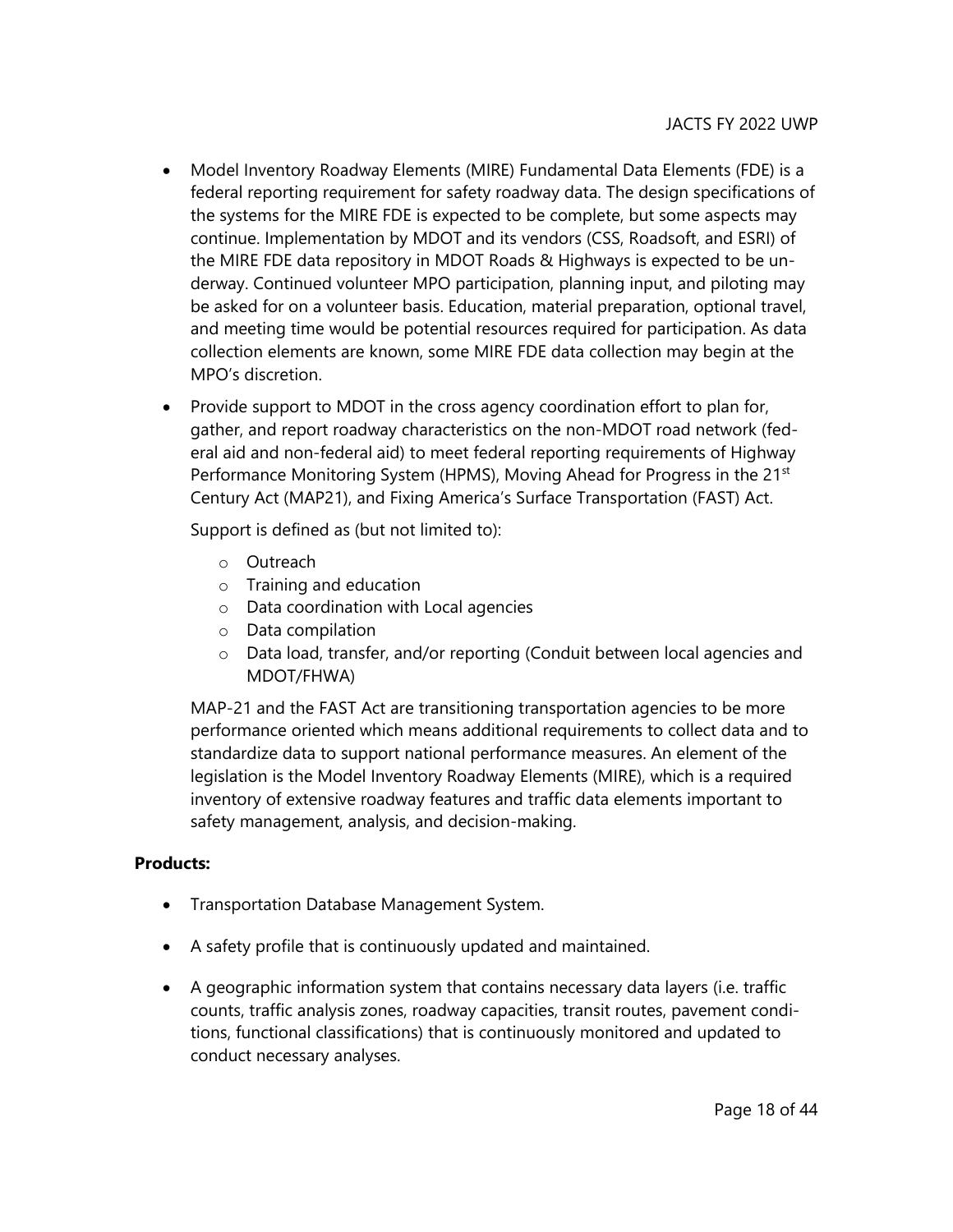- Model Inventory Roadway Elements (MIRE) Fundamental Data Elements (FDE) is a federal reporting requirement for safety roadway data. The design specifications of the systems for the MIRE FDE is expected to be complete, but some aspects may continue. Implementation by MDOT and its vendors (CSS, Roadsoft, and ESRI) of the MIRE FDE data repository in MDOT Roads & Highways is expected to be underway. Continued volunteer MPO participation, planning input, and piloting may be asked for on a volunteer basis. Education, material preparation, optional travel, and meeting time would be potential resources required for participation. As data collection elements are known, some MIRE FDE data collection may begin at the MPO's discretion.

- Provide support to MDOT in the cross agency coordination effort to plan for, gather, and report roadway characteristics on the non-MDOT road network (federal aid and non-federal aid) to meet federal reporting requirements of Highway Performance Monitoring System (HPMS), Moving Ahead for Progress in the 21st Century Act (MAP21), and Fixing America's Surface Transportation (FAST) Act.

  Support is defined as (but not limited to):

  - Outreach
  - Training and education
  - Data coordination with Local agencies
  - Data compilation
  - Data load, transfer, and/or reporting (Conduit between local agencies and MDOT/FHWA)

  MAP-21 and the FAST Act are transitioning transportation agencies to be more performance oriented which means additional requirements to collect data and to standardize data to support national performance measures. An element of the legislation is the Model Inventory Roadway Elements (MIRE), which is a required inventory of extensive roadway features and traffic data elements important to safety management, analysis, and decision-making.

**Products:**

- Transportation Database Management System.

- A safety profile that is continuously updated and maintained.

- A geographic information system that contains necessary data layers (i.e. traffic counts, traffic analysis zones, roadway capacities, transit routes, pavement conditions, functional classifications) that is continuously monitored and updated to conduct necessary analyses.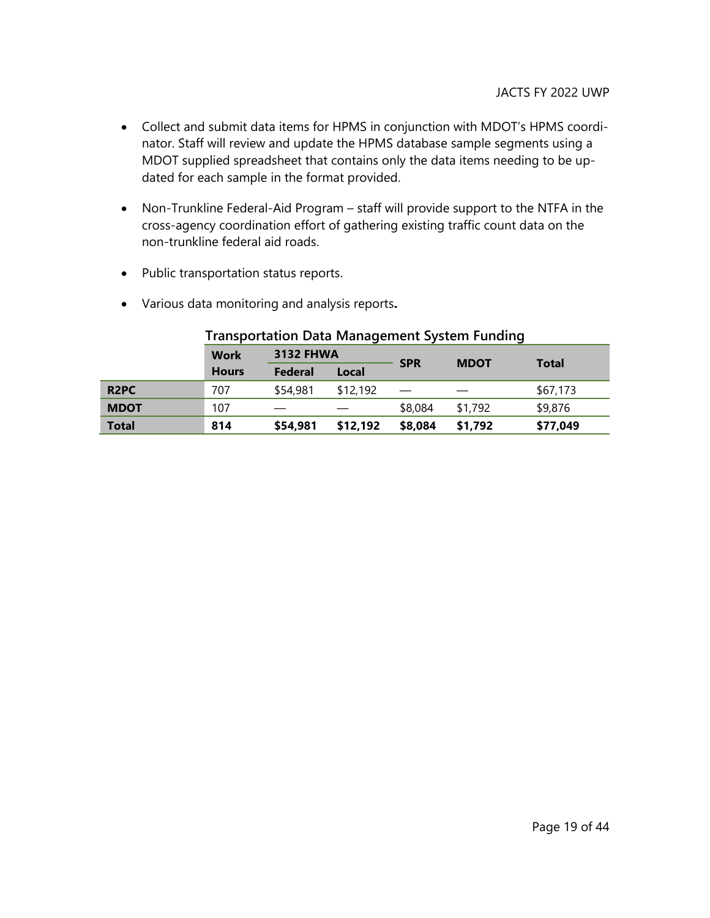- Collect and submit data items for HPMS in conjunction with MDOT's HPMS coordinator. Staff will review and update the HPMS database sample segments using a MDOT supplied spreadsheet that contains only the data items needing to be updated for each sample in the format provided.

- Non-Trunkline Federal-Aid Program – staff will provide support to the NTFA in the cross-agency coordination effort of gathering existing traffic count data on the non-trunkline federal aid roads.

- Public transportation status reports.

- Various data monitoring and analysis reports**.**

**Transportation Data Management System Funding**

| | Work Hours | 3132 FHWA | | SPR | MDOT | Total |
|---|---|---|---|---|---|---|
| | | Federal | Local | | | |
| **R2PC** | 707 | $54,981 | $12,192 | — | — | $67,173 |
| **MDOT** | 107 | — | — | $8,084 | $1,792 | $9,876 |
| **Total** | **814** | **$54,981** | **$12,192** | **$8,084** | **$1,792** | **$77,049** |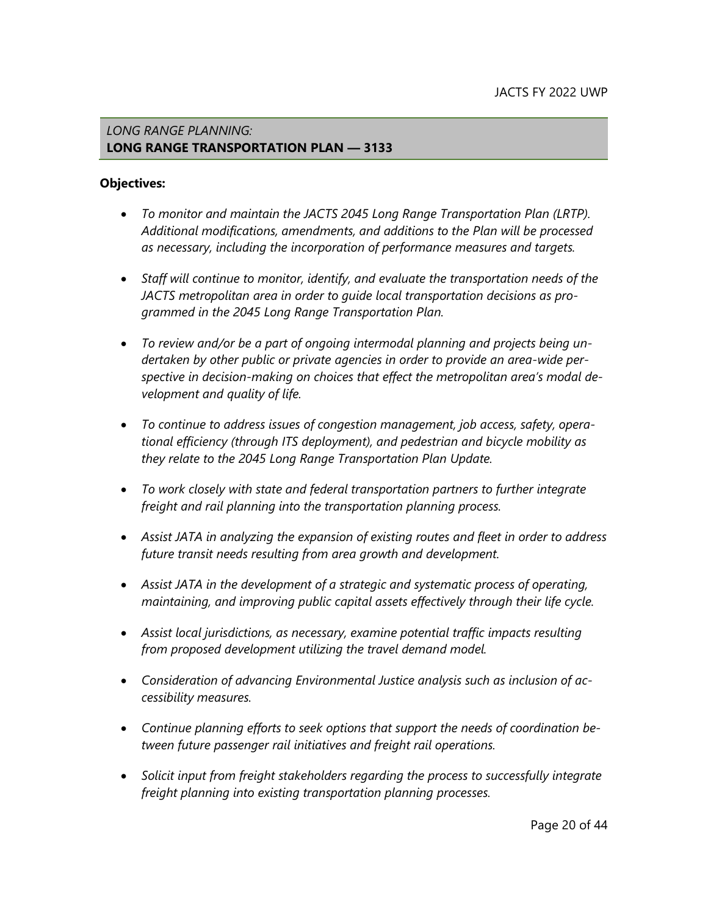*LONG RANGE PLANNING:*
**LONG RANGE TRANSPORTATION PLAN — 3133**

**Objectives:**

- *To monitor and maintain the JACTS 2045 Long Range Transportation Plan (LRTP). Additional modifications, amendments, and additions to the Plan will be processed as necessary, including the incorporation of performance measures and targets.*

- *Staff will continue to monitor, identify, and evaluate the transportation needs of the JACTS metropolitan area in order to guide local transportation decisions as programmed in the 2045 Long Range Transportation Plan.*

- *To review and/or be a part of ongoing intermodal planning and projects being undertaken by other public or private agencies in order to provide an area-wide perspective in decision-making on choices that effect the metropolitan area's modal development and quality of life.*

- *To continue to address issues of congestion management, job access, safety, operational efficiency (through ITS deployment), and pedestrian and bicycle mobility as they relate to the 2045 Long Range Transportation Plan Update.*

- *To work closely with state and federal transportation partners to further integrate freight and rail planning into the transportation planning process.*

- *Assist JATA in analyzing the expansion of existing routes and fleet in order to address future transit needs resulting from area growth and development.*

- *Assist JATA in the development of a strategic and systematic process of operating, maintaining, and improving public capital assets effectively through their life cycle.*

- *Assist local jurisdictions, as necessary, examine potential traffic impacts resulting from proposed development utilizing the travel demand model.*

- *Consideration of advancing Environmental Justice analysis such as inclusion of accessibility measures.*

- *Continue planning efforts to seek options that support the needs of coordination between future passenger rail initiatives and freight rail operations.*

- *Solicit input from freight stakeholders regarding the process to successfully integrate freight planning into existing transportation planning processes.*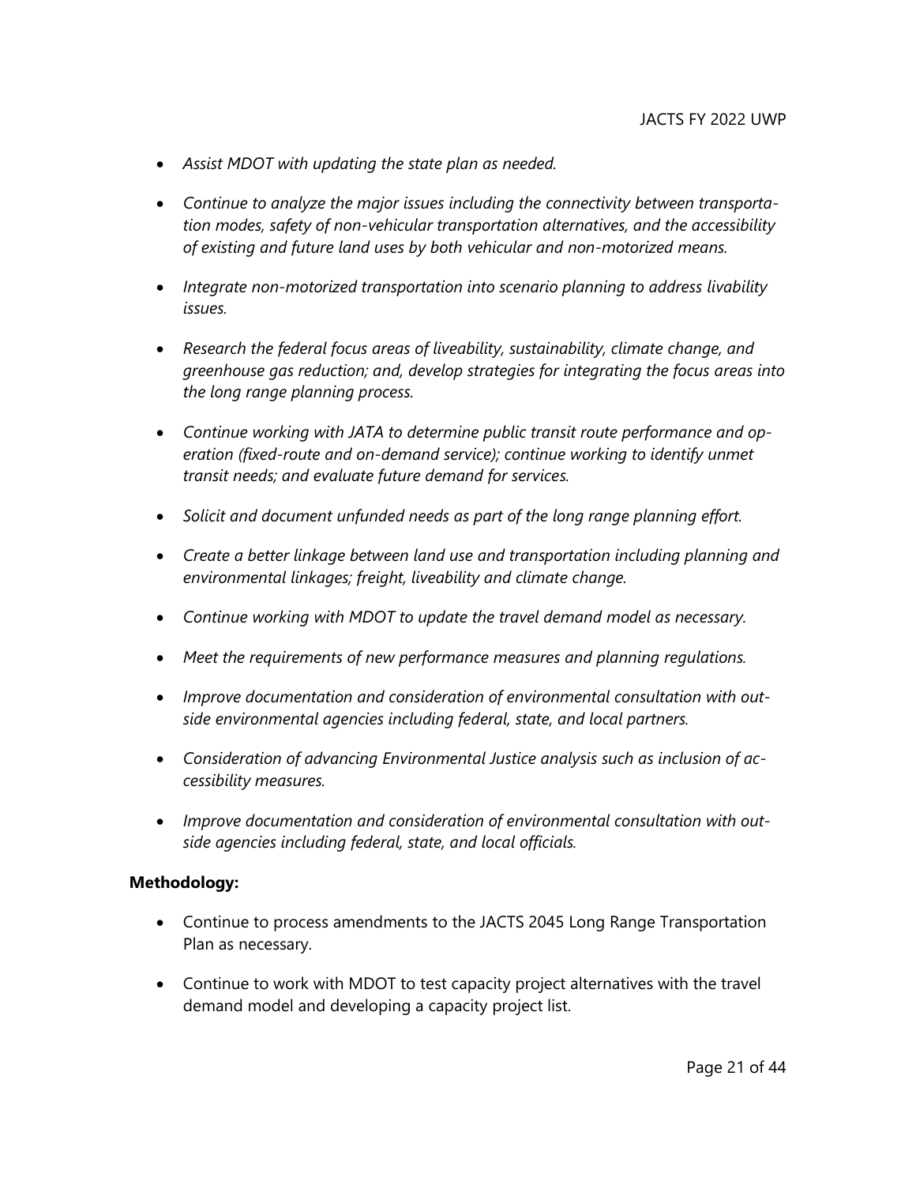- *Assist MDOT with updating the state plan as needed.*

- *Continue to analyze the major issues including the connectivity between transportation modes, safety of non-vehicular transportation alternatives, and the accessibility of existing and future land uses by both vehicular and non-motorized means.*

- *Integrate non-motorized transportation into scenario planning to address livability issues.*

- *Research the federal focus areas of liveability, sustainability, climate change, and greenhouse gas reduction; and, develop strategies for integrating the focus areas into the long range planning process.*

- *Continue working with JATA to determine public transit route performance and operation (fixed-route and on-demand service); continue working to identify unmet transit needs; and evaluate future demand for services.*

- *Solicit and document unfunded needs as part of the long range planning effort.*

- *Create a better linkage between land use and transportation including planning and environmental linkages; freight, liveability and climate change.*

- *Continue working with MDOT to update the travel demand model as necessary.*

- *Meet the requirements of new performance measures and planning regulations.*

- *Improve documentation and consideration of environmental consultation with outside environmental agencies including federal, state, and local partners.*

- *Consideration of advancing Environmental Justice analysis such as inclusion of accessibility measures.*

- *Improve documentation and consideration of environmental consultation with outside agencies including federal, state, and local officials.*

**Methodology:**

- Continue to process amendments to the JACTS 2045 Long Range Transportation Plan as necessary.

- Continue to work with MDOT to test capacity project alternatives with the travel demand model and developing a capacity project list.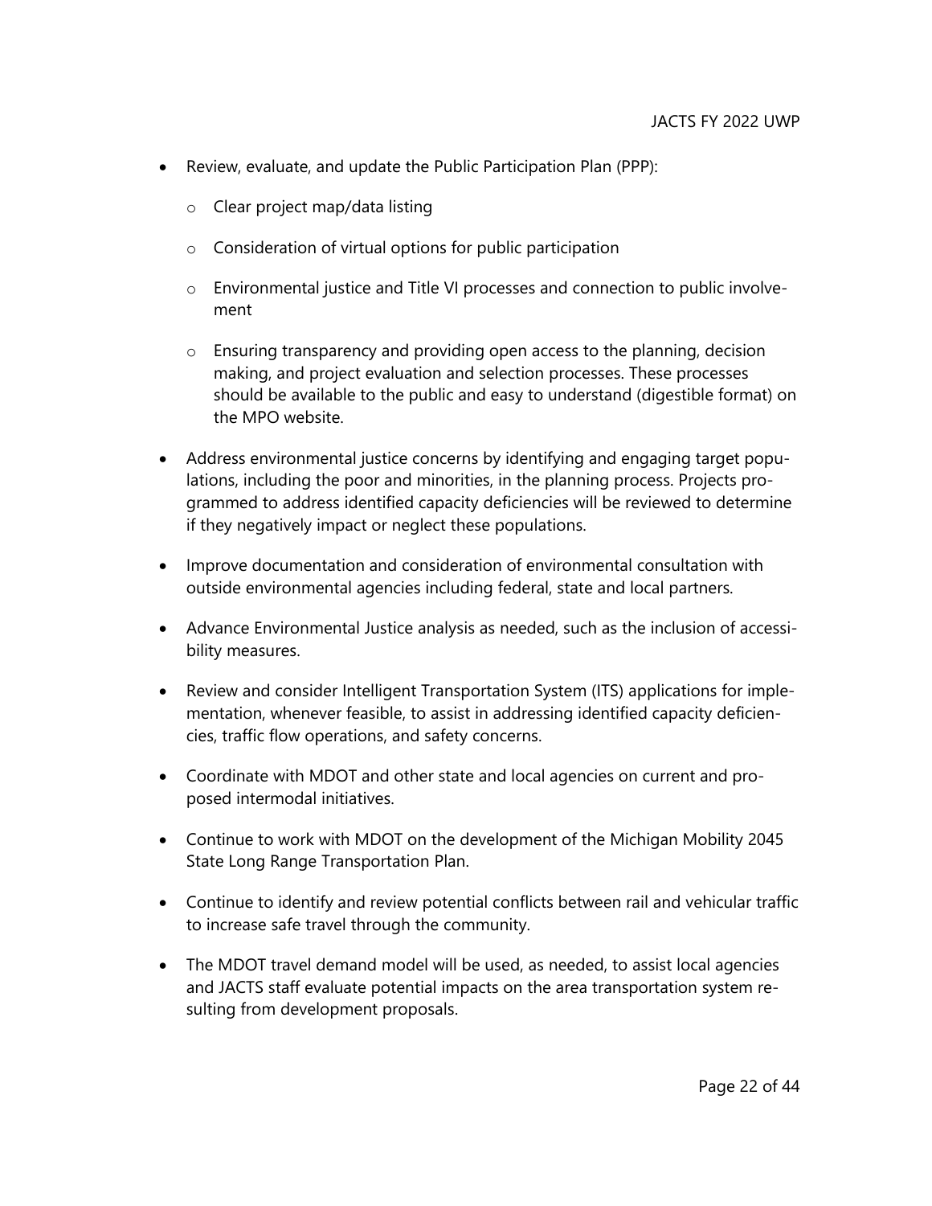- Review, evaluate, and update the Public Participation Plan (PPP):
  - Clear project map/data listing
  - Consideration of virtual options for public participation
  - Environmental justice and Title VI processes and connection to public involvement
  - Ensuring transparency and providing open access to the planning, decision making, and project evaluation and selection processes. These processes should be available to the public and easy to understand (digestible format) on the MPO website.
- Address environmental justice concerns by identifying and engaging target populations, including the poor and minorities, in the planning process. Projects programmed to address identified capacity deficiencies will be reviewed to determine if they negatively impact or neglect these populations.
- Improve documentation and consideration of environmental consultation with outside environmental agencies including federal, state and local partners.
- Advance Environmental Justice analysis as needed, such as the inclusion of accessibility measures.
- Review and consider Intelligent Transportation System (ITS) applications for implementation, whenever feasible, to assist in addressing identified capacity deficiencies, traffic flow operations, and safety concerns.
- Coordinate with MDOT and other state and local agencies on current and proposed intermodal initiatives.
- Continue to work with MDOT on the development of the Michigan Mobility 2045 State Long Range Transportation Plan.
- Continue to identify and review potential conflicts between rail and vehicular traffic to increase safe travel through the community.
- The MDOT travel demand model will be used, as needed, to assist local agencies and JACTS staff evaluate potential impacts on the area transportation system resulting from development proposals.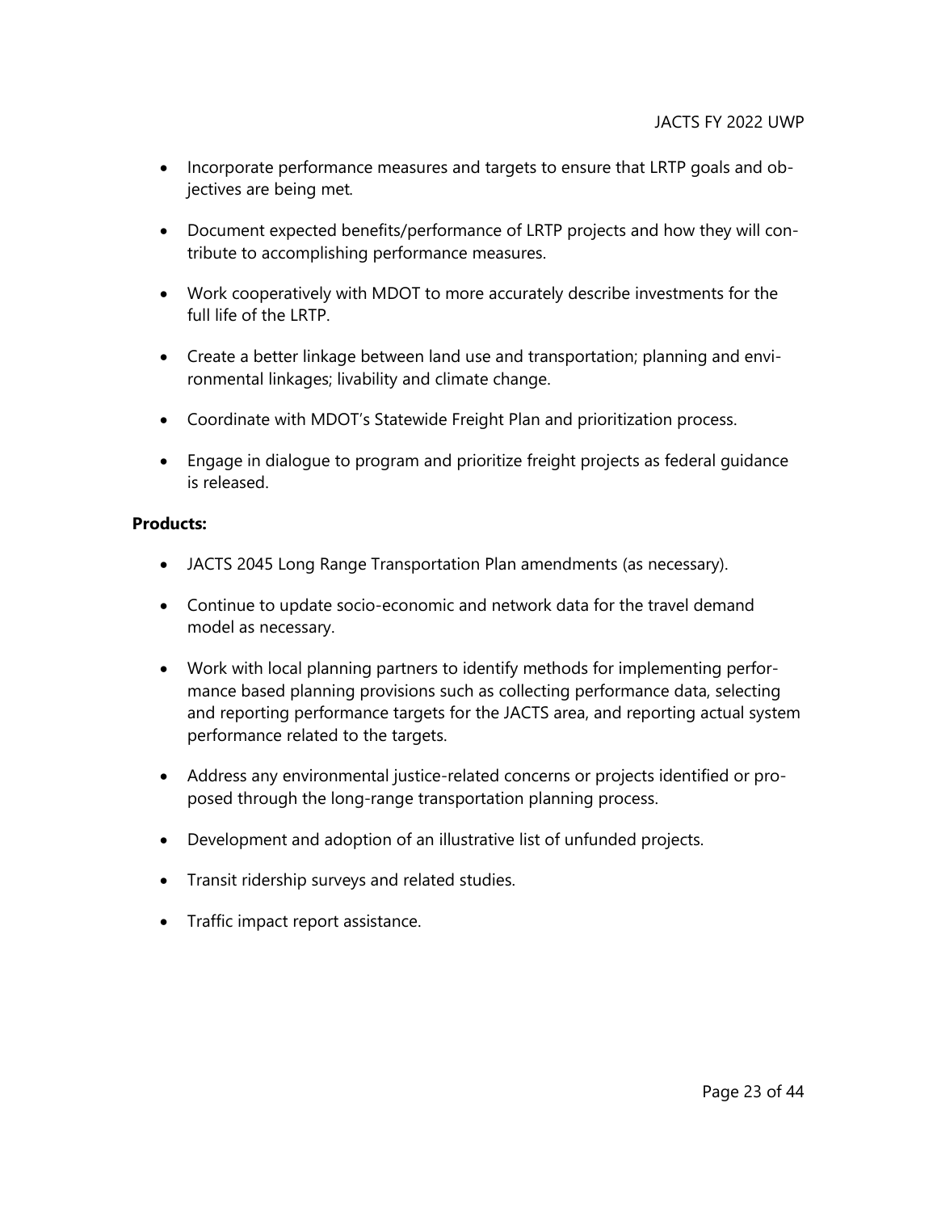- Incorporate performance measures and targets to ensure that LRTP goals and objectives are being met.
- Document expected benefits/performance of LRTP projects and how they will contribute to accomplishing performance measures.
- Work cooperatively with MDOT to more accurately describe investments for the full life of the LRTP.
- Create a better linkage between land use and transportation; planning and environmental linkages; livability and climate change.
- Coordinate with MDOT's Statewide Freight Plan and prioritization process.
- Engage in dialogue to program and prioritize freight projects as federal guidance is released.

**Products:**

- JACTS 2045 Long Range Transportation Plan amendments (as necessary).
- Continue to update socio-economic and network data for the travel demand model as necessary.
- Work with local planning partners to identify methods for implementing performance based planning provisions such as collecting performance data, selecting and reporting performance targets for the JACTS area, and reporting actual system performance related to the targets.
- Address any environmental justice-related concerns or projects identified or proposed through the long-range transportation planning process.
- Development and adoption of an illustrative list of unfunded projects.
- Transit ridership surveys and related studies.
- Traffic impact report assistance.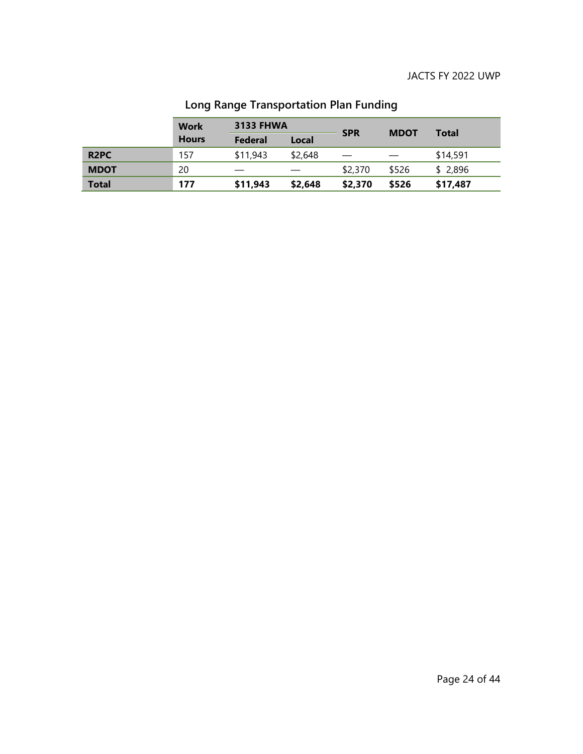## Long Range Transportation Plan Funding

| | Work Hours | 3133 FHWA | | SPR | MDOT | Total |
|---|---|---|---|---|---|---|
| | | Federal | Local | | | |
| **R2PC** | 157 | $11,943 | $2,648 | — | — | $14,591 |
| **MDOT** | 20 | — | — | $2,370 | $526 | $ 2,896 |
| **Total** | **177** | **$11,943** | **$2,648** | **$2,370** | **$526** | **$17,487** |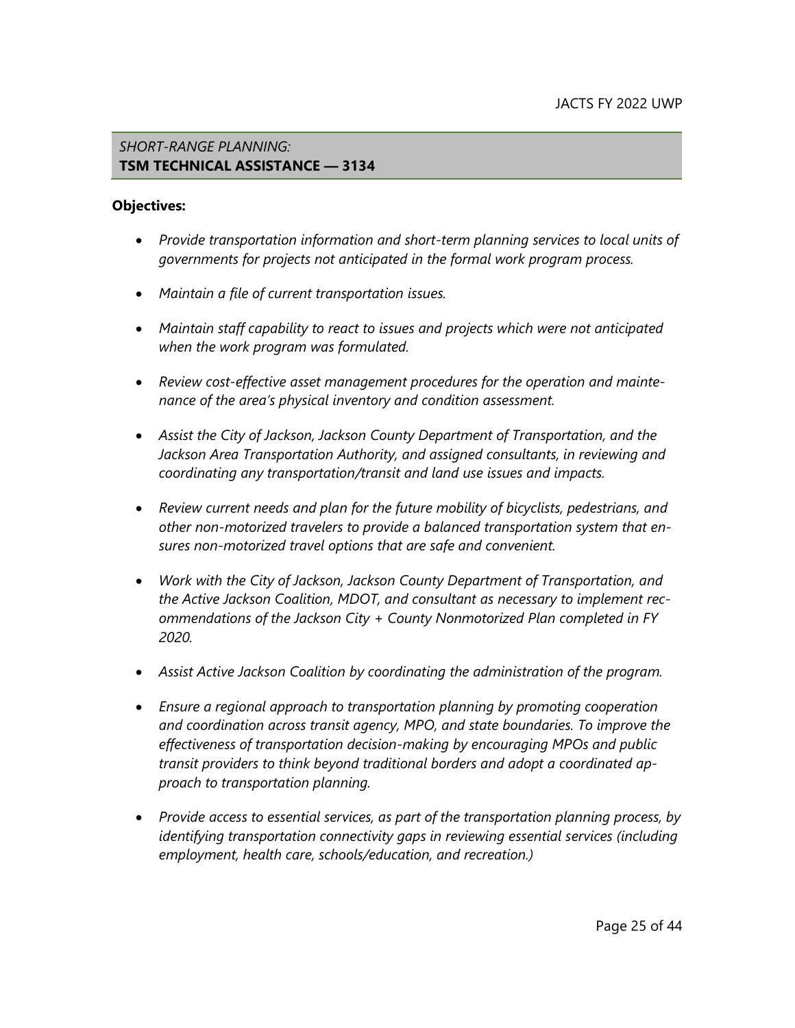*SHORT-RANGE PLANNING:*
## TSM TECHNICAL ASSISTANCE — 3134

**Objectives:**

- *Provide transportation information and short-term planning services to local units of governments for projects not anticipated in the formal work program process.*
- *Maintain a file of current transportation issues.*
- *Maintain staff capability to react to issues and projects which were not anticipated when the work program was formulated.*
- *Review cost-effective asset management procedures for the operation and maintenance of the area's physical inventory and condition assessment.*
- *Assist the City of Jackson, Jackson County Department of Transportation, and the Jackson Area Transportation Authority, and assigned consultants, in reviewing and coordinating any transportation/transit and land use issues and impacts.*
- *Review current needs and plan for the future mobility of bicyclists, pedestrians, and other non-motorized travelers to provide a balanced transportation system that ensures non-motorized travel options that are safe and convenient.*
- *Work with the City of Jackson, Jackson County Department of Transportation, and the Active Jackson Coalition, MDOT, and consultant as necessary to implement recommendations of the Jackson City + County Nonmotorized Plan completed in FY 2020.*
- *Assist Active Jackson Coalition by coordinating the administration of the program.*
- *Ensure a regional approach to transportation planning by promoting cooperation and coordination across transit agency, MPO, and state boundaries. To improve the effectiveness of transportation decision-making by encouraging MPOs and public transit providers to think beyond traditional borders and adopt a coordinated approach to transportation planning.*
- *Provide access to essential services, as part of the transportation planning process, by identifying transportation connectivity gaps in reviewing essential services (including employment, health care, schools/education, and recreation.)*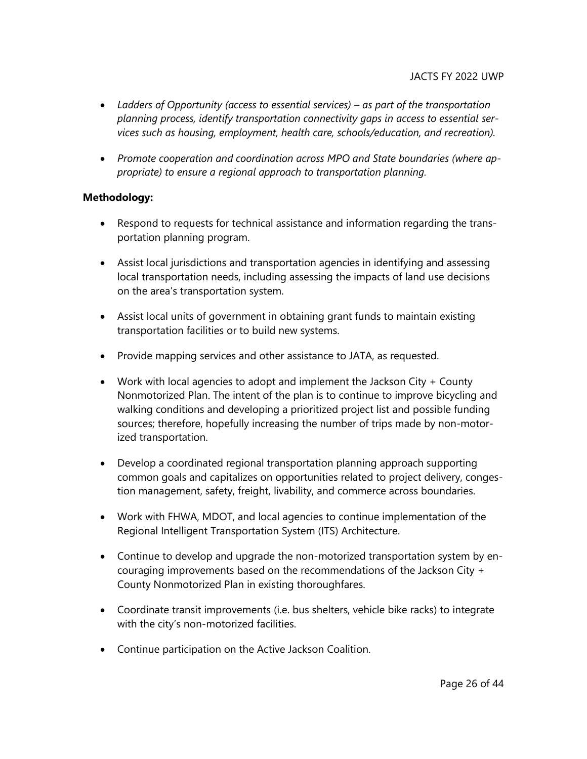- *Ladders of Opportunity (access to essential services) – as part of the transportation planning process, identify transportation connectivity gaps in access to essential services such as housing, employment, health care, schools/education, and recreation).*

- *Promote cooperation and coordination across MPO and State boundaries (where appropriate) to ensure a regional approach to transportation planning.*

**Methodology:**

- Respond to requests for technical assistance and information regarding the transportation planning program.

- Assist local jurisdictions and transportation agencies in identifying and assessing local transportation needs, including assessing the impacts of land use decisions on the area's transportation system.

- Assist local units of government in obtaining grant funds to maintain existing transportation facilities or to build new systems.

- Provide mapping services and other assistance to JATA, as requested.

- Work with local agencies to adopt and implement the Jackson City + County Nonmotorized Plan. The intent of the plan is to continue to improve bicycling and walking conditions and developing a prioritized project list and possible funding sources; therefore, hopefully increasing the number of trips made by non-motorized transportation.

- Develop a coordinated regional transportation planning approach supporting common goals and capitalizes on opportunities related to project delivery, congestion management, safety, freight, livability, and commerce across boundaries.

- Work with FHWA, MDOT, and local agencies to continue implementation of the Regional Intelligent Transportation System (ITS) Architecture.

- Continue to develop and upgrade the non-motorized transportation system by encouraging improvements based on the recommendations of the Jackson City + County Nonmotorized Plan in existing thoroughfares.

- Coordinate transit improvements (i.e. bus shelters, vehicle bike racks) to integrate with the city's non-motorized facilities.

- Continue participation on the Active Jackson Coalition.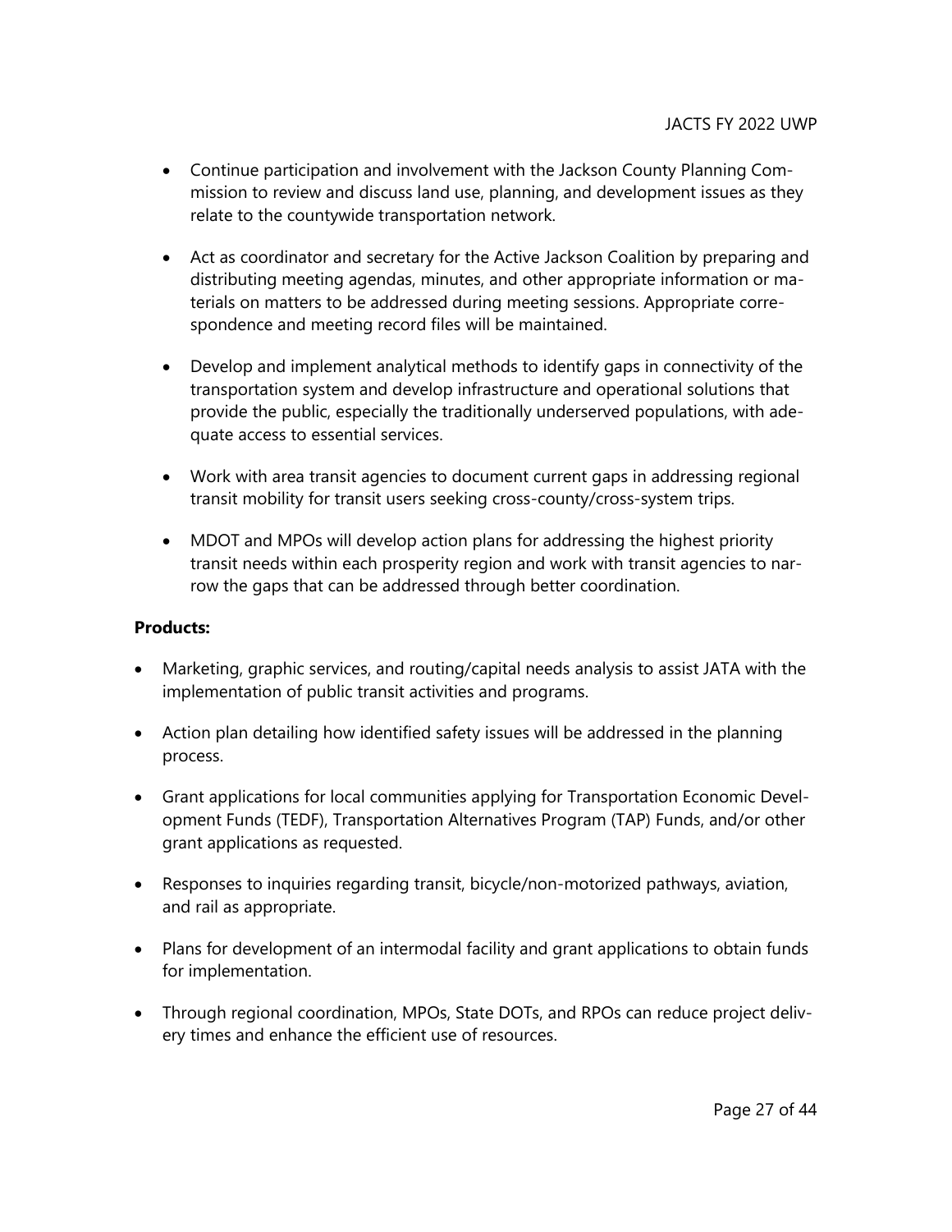- Continue participation and involvement with the Jackson County Planning Commission to review and discuss land use, planning, and development issues as they relate to the countywide transportation network.

- Act as coordinator and secretary for the Active Jackson Coalition by preparing and distributing meeting agendas, minutes, and other appropriate information or materials on matters to be addressed during meeting sessions. Appropriate correspondence and meeting record files will be maintained.

- Develop and implement analytical methods to identify gaps in connectivity of the transportation system and develop infrastructure and operational solutions that provide the public, especially the traditionally underserved populations, with adequate access to essential services.

- Work with area transit agencies to document current gaps in addressing regional transit mobility for transit users seeking cross-county/cross-system trips.

- MDOT and MPOs will develop action plans for addressing the highest priority transit needs within each prosperity region and work with transit agencies to narrow the gaps that can be addressed through better coordination.

**Products:**

- Marketing, graphic services, and routing/capital needs analysis to assist JATA with the implementation of public transit activities and programs.

- Action plan detailing how identified safety issues will be addressed in the planning process.

- Grant applications for local communities applying for Transportation Economic Development Funds (TEDF), Transportation Alternatives Program (TAP) Funds, and/or other grant applications as requested.

- Responses to inquiries regarding transit, bicycle/non-motorized pathways, aviation, and rail as appropriate.

- Plans for development of an intermodal facility and grant applications to obtain funds for implementation.

- Through regional coordination, MPOs, State DOTs, and RPOs can reduce project delivery times and enhance the efficient use of resources.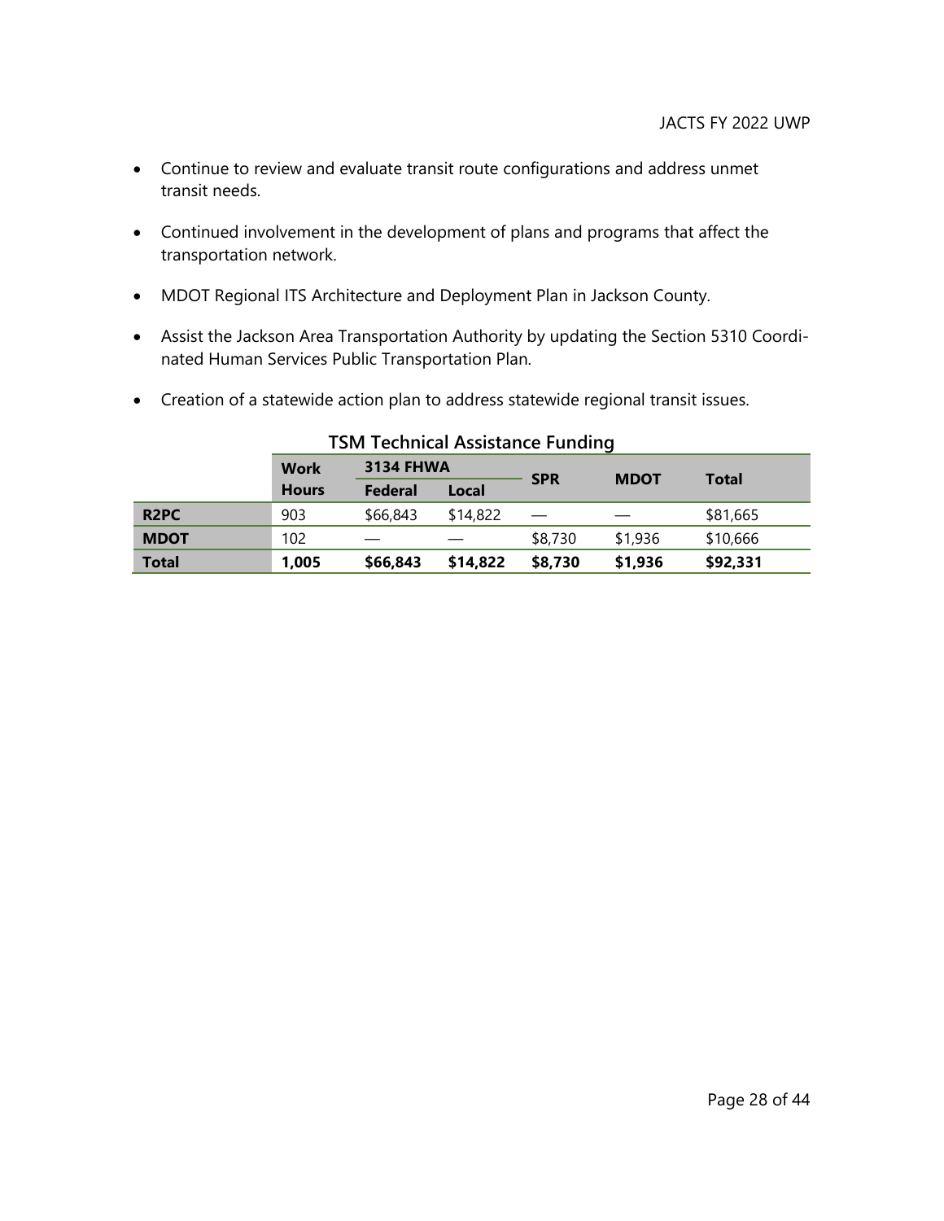- Continue to review and evaluate transit route configurations and address unmet transit needs.

- Continued involvement in the development of plans and programs that affect the transportation network.

- MDOT Regional ITS Architecture and Deployment Plan in Jackson County.

- Assist the Jackson Area Transportation Authority by updating the Section 5310 Coordinated Human Services Public Transportation Plan.

- Creation of a statewide action plan to address statewide regional transit issues.

**TSM Technical Assistance Funding**

| | Work Hours | 3134 FHWA | | SPR | MDOT | Total |
|---|---|---|---|---|---|---|
| | | Federal | Local | | | |
| **R2PC** | 903 | $66,843 | $14,822 | — | — | $81,665 |
| **MDOT** | 102 | — | — | $8,730 | $1,936 | $10,666 |
| **Total** | **1,005** | **$66,843** | **$14,822** | **$8,730** | **$1,936** | **$92,331** |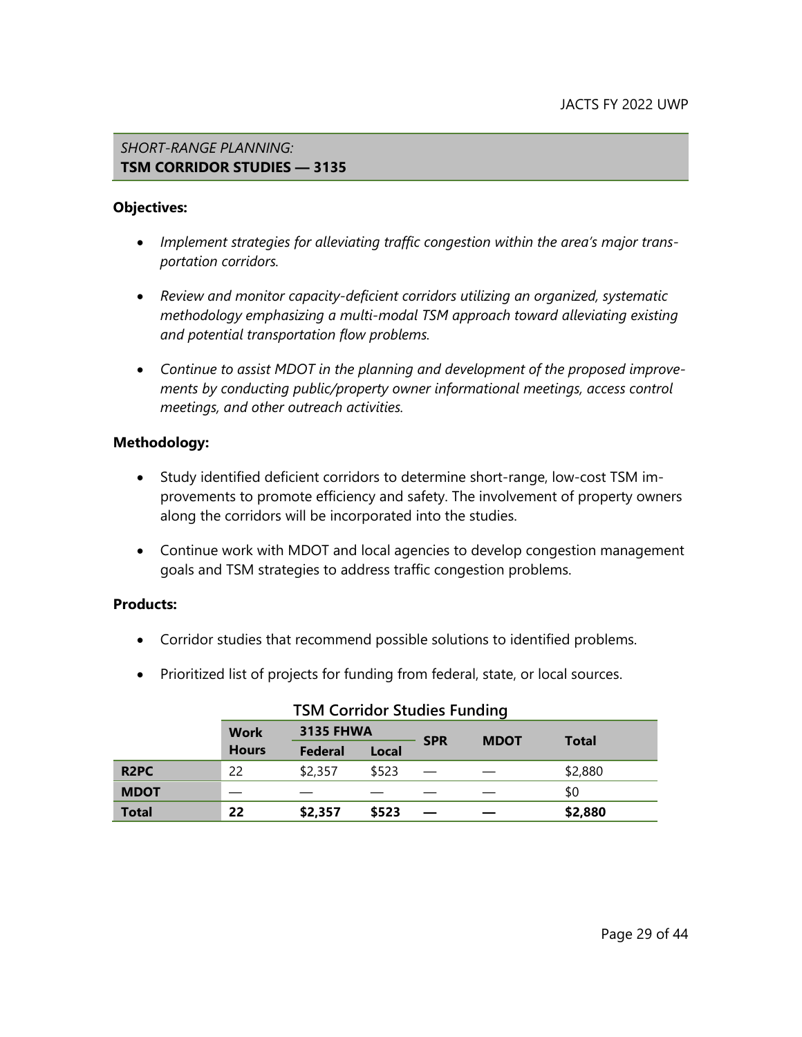## *SHORT-RANGE PLANNING:* **TSM CORRIDOR STUDIES — 3135**

**Objectives:**

- *Implement strategies for alleviating traffic congestion within the area's major transportation corridors.*
- *Review and monitor capacity-deficient corridors utilizing an organized, systematic methodology emphasizing a multi-modal TSM approach toward alleviating existing and potential transportation flow problems.*
- *Continue to assist MDOT in the planning and development of the proposed improvements by conducting public/property owner informational meetings, access control meetings, and other outreach activities.*

**Methodology:**

- Study identified deficient corridors to determine short-range, low-cost TSM improvements to promote efficiency and safety. The involvement of property owners along the corridors will be incorporated into the studies.
- Continue work with MDOT and local agencies to develop congestion management goals and TSM strategies to address traffic congestion problems.

**Products:**

- Corridor studies that recommend possible solutions to identified problems.
- Prioritized list of projects for funding from federal, state, or local sources.

**TSM Corridor Studies Funding**

| | Work Hours | 3135 FHWA | | SPR | MDOT | Total |
|---|---|---|---|---|---|---|
| | | Federal | Local | | | |
| **R2PC** | 22 | $2,357 | $523 | — | — | $2,880 |
| **MDOT** | — | — | — | — | — | $0 |
| **Total** | **22** | **$2,357** | **$523** | **—** | **—** | **$2,880** |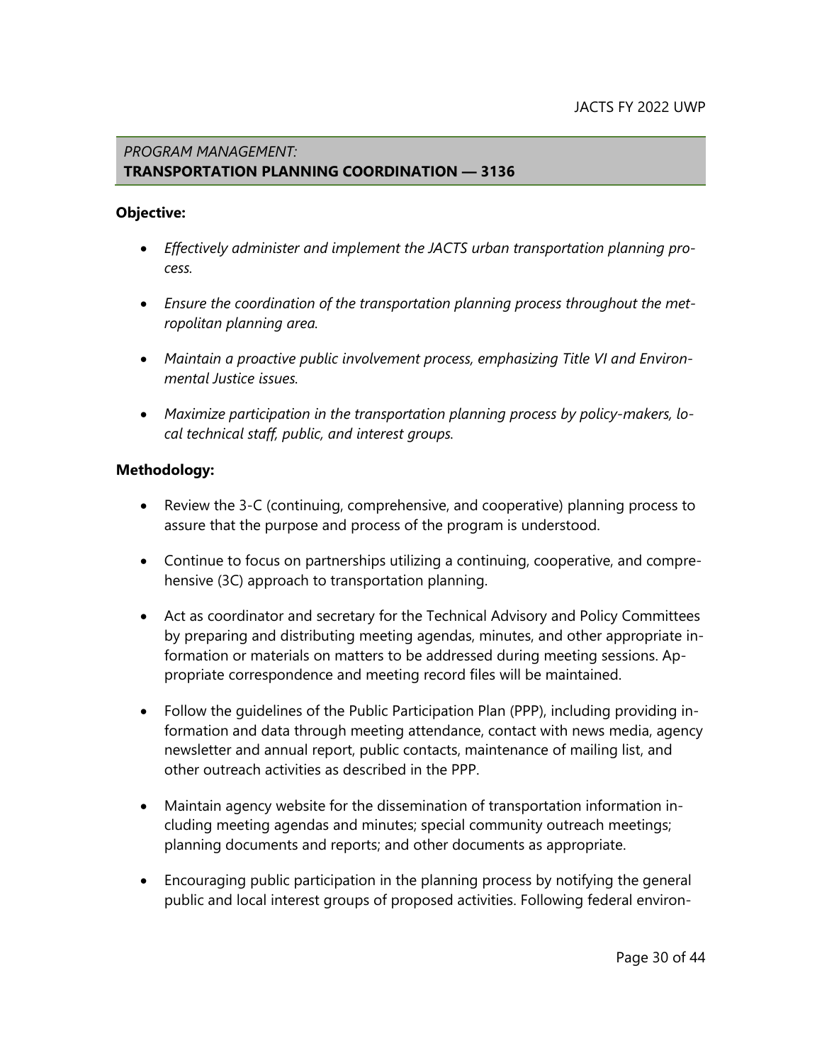*PROGRAM MANAGEMENT:*
## TRANSPORTATION PLANNING COORDINATION — 3136

**Objective:**

- *Effectively administer and implement the JACTS urban transportation planning process.*
- *Ensure the coordination of the transportation planning process throughout the metropolitan planning area.*
- *Maintain a proactive public involvement process, emphasizing Title VI and Environmental Justice issues.*
- *Maximize participation in the transportation planning process by policy-makers, local technical staff, public, and interest groups.*

**Methodology:**

- Review the 3-C (continuing, comprehensive, and cooperative) planning process to assure that the purpose and process of the program is understood.
- Continue to focus on partnerships utilizing a continuing, cooperative, and comprehensive (3C) approach to transportation planning.
- Act as coordinator and secretary for the Technical Advisory and Policy Committees by preparing and distributing meeting agendas, minutes, and other appropriate information or materials on matters to be addressed during meeting sessions. Appropriate correspondence and meeting record files will be maintained.
- Follow the guidelines of the Public Participation Plan (PPP), including providing information and data through meeting attendance, contact with news media, agency newsletter and annual report, public contacts, maintenance of mailing list, and other outreach activities as described in the PPP.
- Maintain agency website for the dissemination of transportation information including meeting agendas and minutes; special community outreach meetings; planning documents and reports; and other documents as appropriate.
- Encouraging public participation in the planning process by notifying the general public and local interest groups of proposed activities. Following federal environ-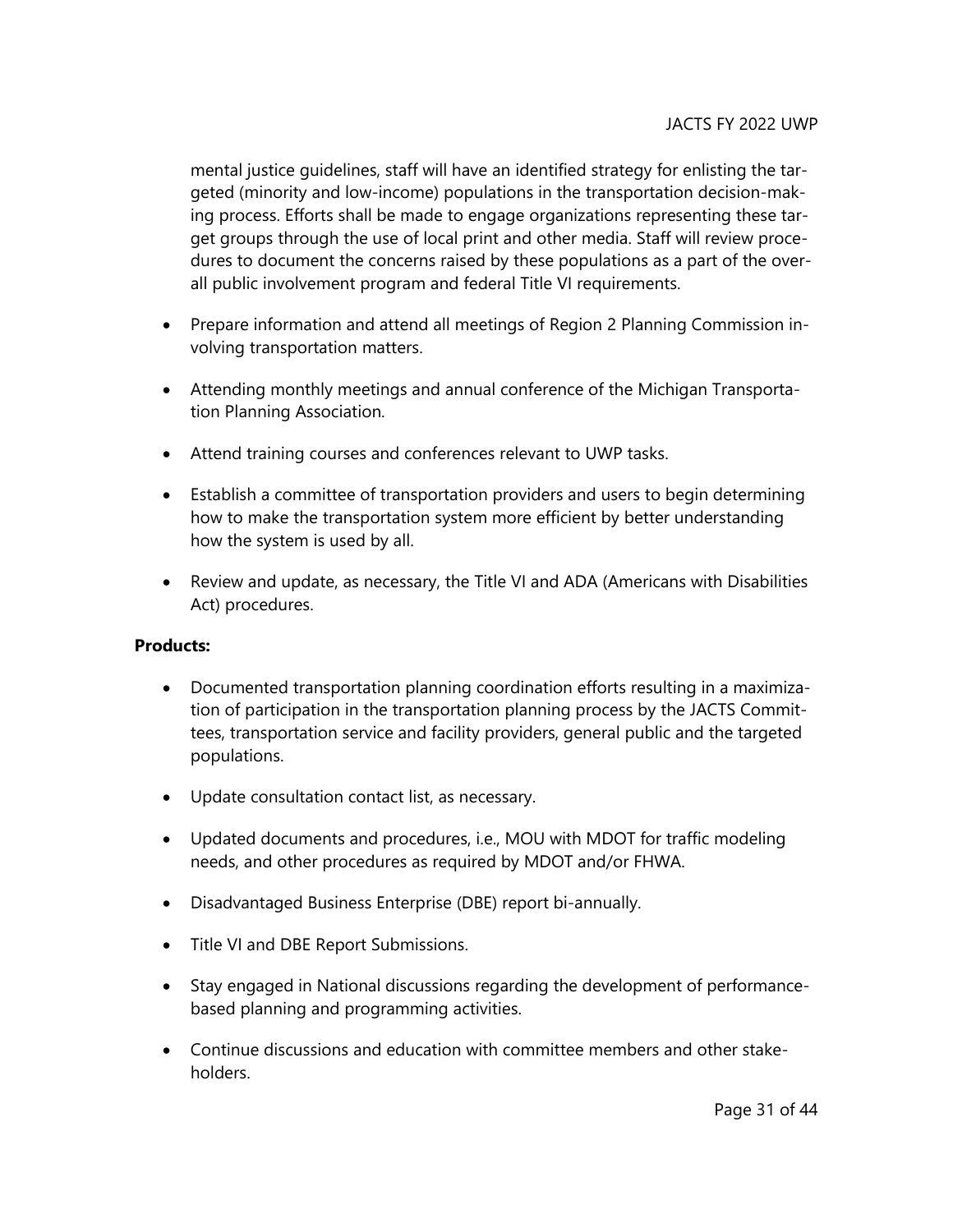mental justice guidelines, staff will have an identified strategy for enlisting the targeted (minority and low-income) populations in the transportation decision-making process. Efforts shall be made to engage organizations representing these target groups through the use of local print and other media. Staff will review procedures to document the concerns raised by these populations as a part of the overall public involvement program and federal Title VI requirements.

- Prepare information and attend all meetings of Region 2 Planning Commission involving transportation matters.
- Attending monthly meetings and annual conference of the Michigan Transportation Planning Association.
- Attend training courses and conferences relevant to UWP tasks.
- Establish a committee of transportation providers and users to begin determining how to make the transportation system more efficient by better understanding how the system is used by all.
- Review and update, as necessary, the Title VI and ADA (Americans with Disabilities Act) procedures.

**Products:**

- Documented transportation planning coordination efforts resulting in a maximization of participation in the transportation planning process by the JACTS Committees, transportation service and facility providers, general public and the targeted populations.
- Update consultation contact list, as necessary.
- Updated documents and procedures, i.e., MOU with MDOT for traffic modeling needs, and other procedures as required by MDOT and/or FHWA.
- Disadvantaged Business Enterprise (DBE) report bi-annually.
- Title VI and DBE Report Submissions.
- Stay engaged in National discussions regarding the development of performance-based planning and programming activities.
- Continue discussions and education with committee members and other stakeholders.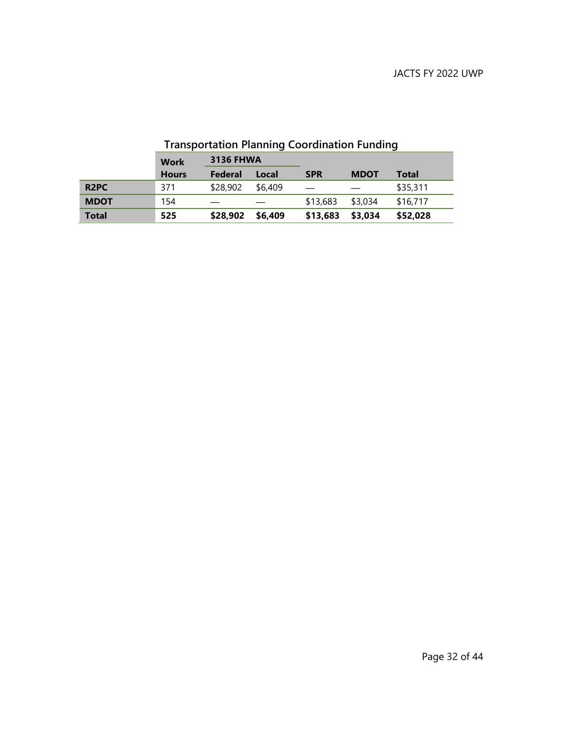### Transportation Planning Coordination Funding

| | Work | 3136 FHWA | | | | |
|---|---|---|---|---|---|---|
| | **Hours** | **Federal** | **Local** | **SPR** | **MDOT** | **Total** |
| **R2PC** | 371 | $28,902 | $6,409 | — | — | $35,311 |
| **MDOT** | 154 | — | — | $13,683 | $3,034 | $16,717 |
| **Total** | **525** | **$28,902** | **$6,409** | **$13,683** | **$3,034** | **$52,028** |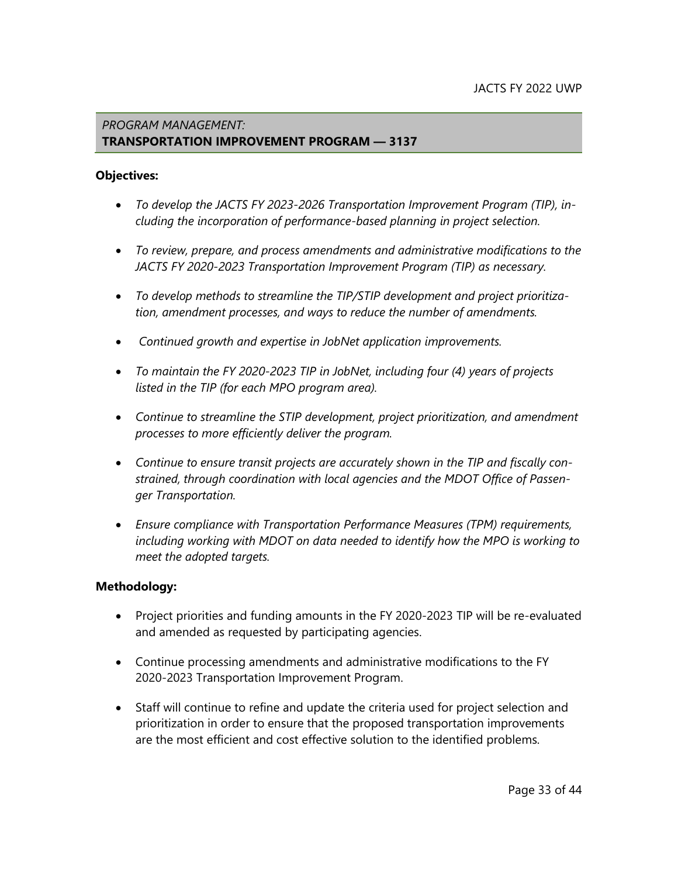*PROGRAM MANAGEMENT:*
## TRANSPORTATION IMPROVEMENT PROGRAM — 3137

**Objectives:**

- *To develop the JACTS FY 2023-2026 Transportation Improvement Program (TIP), including the incorporation of performance-based planning in project selection.*
- *To review, prepare, and process amendments and administrative modifications to the JACTS FY 2020-2023 Transportation Improvement Program (TIP) as necessary.*
- *To develop methods to streamline the TIP/STIP development and project prioritization, amendment processes, and ways to reduce the number of amendments.*
- *Continued growth and expertise in JobNet application improvements.*
- *To maintain the FY 2020-2023 TIP in JobNet, including four (4) years of projects listed in the TIP (for each MPO program area).*
- *Continue to streamline the STIP development, project prioritization, and amendment processes to more efficiently deliver the program.*
- *Continue to ensure transit projects are accurately shown in the TIP and fiscally constrained, through coordination with local agencies and the MDOT Office of Passenger Transportation.*
- *Ensure compliance with Transportation Performance Measures (TPM) requirements, including working with MDOT on data needed to identify how the MPO is working to meet the adopted targets.*

**Methodology:**

- Project priorities and funding amounts in the FY 2020-2023 TIP will be re-evaluated and amended as requested by participating agencies.
- Continue processing amendments and administrative modifications to the FY 2020-2023 Transportation Improvement Program.
- Staff will continue to refine and update the criteria used for project selection and prioritization in order to ensure that the proposed transportation improvements are the most efficient and cost effective solution to the identified problems.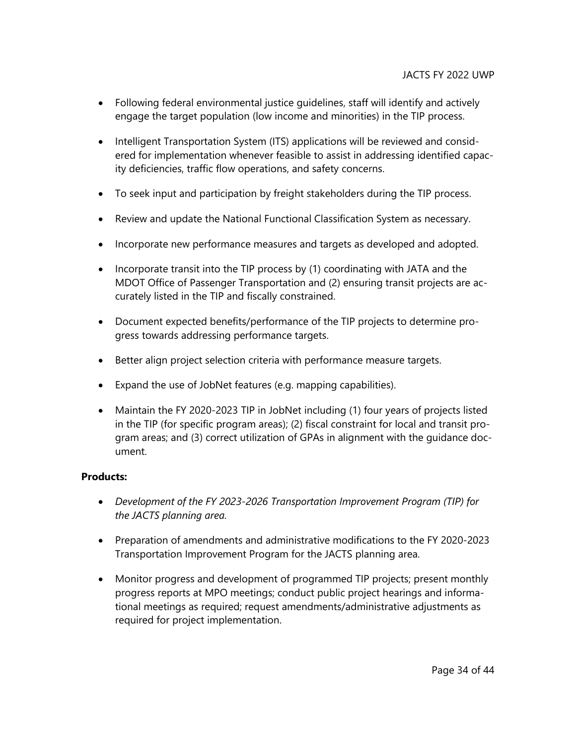- Following federal environmental justice guidelines, staff will identify and actively engage the target population (low income and minorities) in the TIP process.

- Intelligent Transportation System (ITS) applications will be reviewed and considered for implementation whenever feasible to assist in addressing identified capacity deficiencies, traffic flow operations, and safety concerns.

- To seek input and participation by freight stakeholders during the TIP process.

- Review and update the National Functional Classification System as necessary.

- Incorporate new performance measures and targets as developed and adopted.

- Incorporate transit into the TIP process by (1) coordinating with JATA and the MDOT Office of Passenger Transportation and (2) ensuring transit projects are accurately listed in the TIP and fiscally constrained.

- Document expected benefits/performance of the TIP projects to determine progress towards addressing performance targets.

- Better align project selection criteria with performance measure targets.

- Expand the use of JobNet features (e.g. mapping capabilities).

- Maintain the FY 2020-2023 TIP in JobNet including (1) four years of projects listed in the TIP (for specific program areas); (2) fiscal constraint for local and transit program areas; and (3) correct utilization of GPAs in alignment with the guidance document.

**Products:**

- *Development of the FY 2023-2026 Transportation Improvement Program (TIP) for the JACTS planning area.*

- Preparation of amendments and administrative modifications to the FY 2020-2023 Transportation Improvement Program for the JACTS planning area.

- Monitor progress and development of programmed TIP projects; present monthly progress reports at MPO meetings; conduct public project hearings and informational meetings as required; request amendments/administrative adjustments as required for project implementation.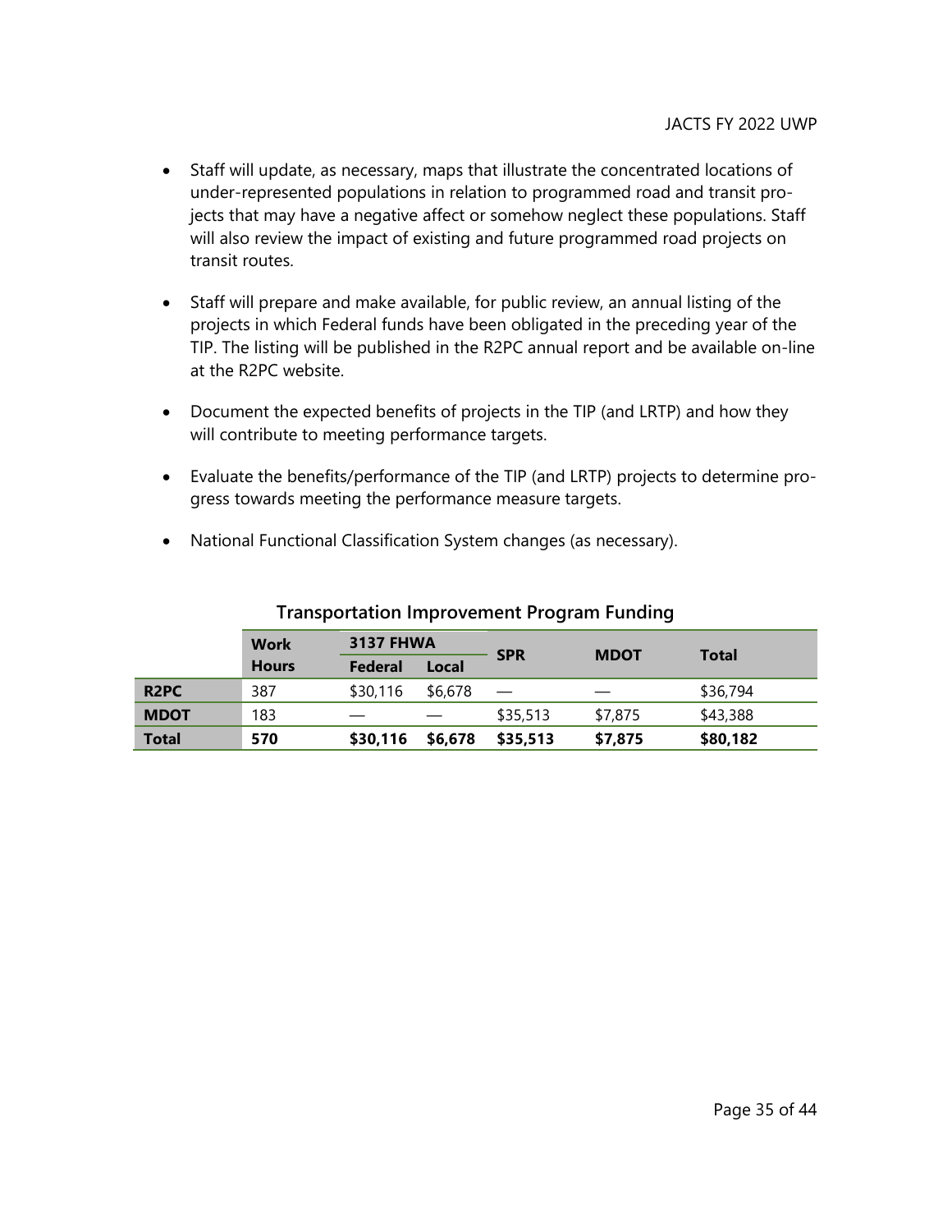- Staff will update, as necessary, maps that illustrate the concentrated locations of under-represented populations in relation to programmed road and transit projects that may have a negative affect or somehow neglect these populations. Staff will also review the impact of existing and future programmed road projects on transit routes.

- Staff will prepare and make available, for public review, an annual listing of the projects in which Federal funds have been obligated in the preceding year of the TIP. The listing will be published in the R2PC annual report and be available on-line at the R2PC website.

- Document the expected benefits of projects in the TIP (and LRTP) and how they will contribute to meeting performance targets.

- Evaluate the benefits/performance of the TIP (and LRTP) projects to determine progress towards meeting the performance measure targets.

- National Functional Classification System changes (as necessary).

**Transportation Improvement Program Funding**

| | Work Hours | 3137 FHWA | | SPR | MDOT | Total |
|---|---|---|---|---|---|---|
| | | Federal | Local | | | |
| **R2PC** | 387 | $30,116 | $6,678 | — | — | $36,794 |
| **MDOT** | 183 | — | — | $35,513 | $7,875 | $43,388 |
| **Total** | **570** | **$30,116** | **$6,678** | **$35,513** | **$7,875** | **$80,182** |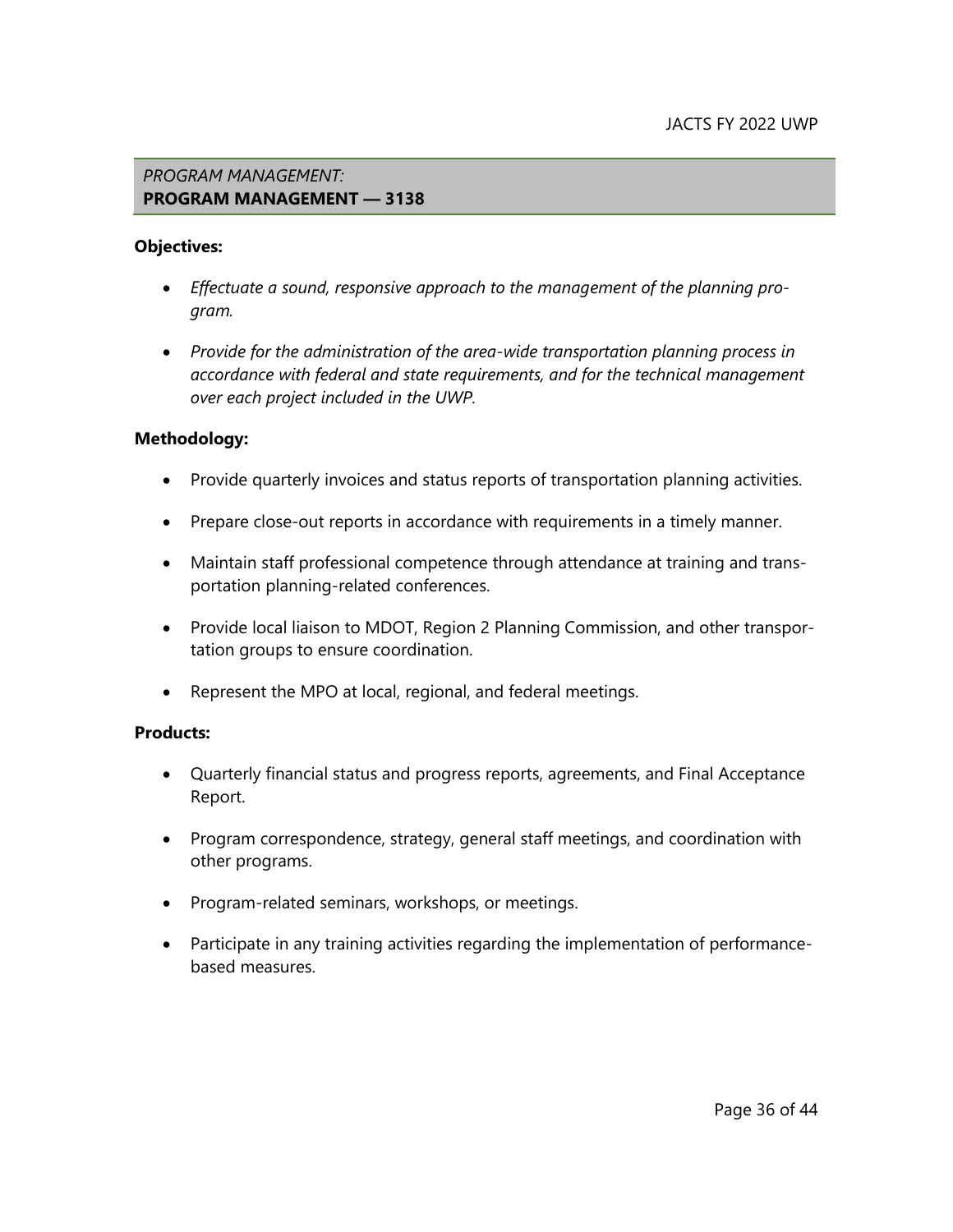## *PROGRAM MANAGEMENT:*
## **PROGRAM MANAGEMENT — 3138**

**Objectives:**

- *Effectuate a sound, responsive approach to the management of the planning program.*
- *Provide for the administration of the area-wide transportation planning process in accordance with federal and state requirements, and for the technical management over each project included in the UWP.*

**Methodology:**

- Provide quarterly invoices and status reports of transportation planning activities.
- Prepare close-out reports in accordance with requirements in a timely manner.
- Maintain staff professional competence through attendance at training and transportation planning-related conferences.
- Provide local liaison to MDOT, Region 2 Planning Commission, and other transportation groups to ensure coordination.
- Represent the MPO at local, regional, and federal meetings.

**Products:**

- Quarterly financial status and progress reports, agreements, and Final Acceptance Report.
- Program correspondence, strategy, general staff meetings, and coordination with other programs.
- Program-related seminars, workshops, or meetings.
- Participate in any training activities regarding the implementation of performance-based measures.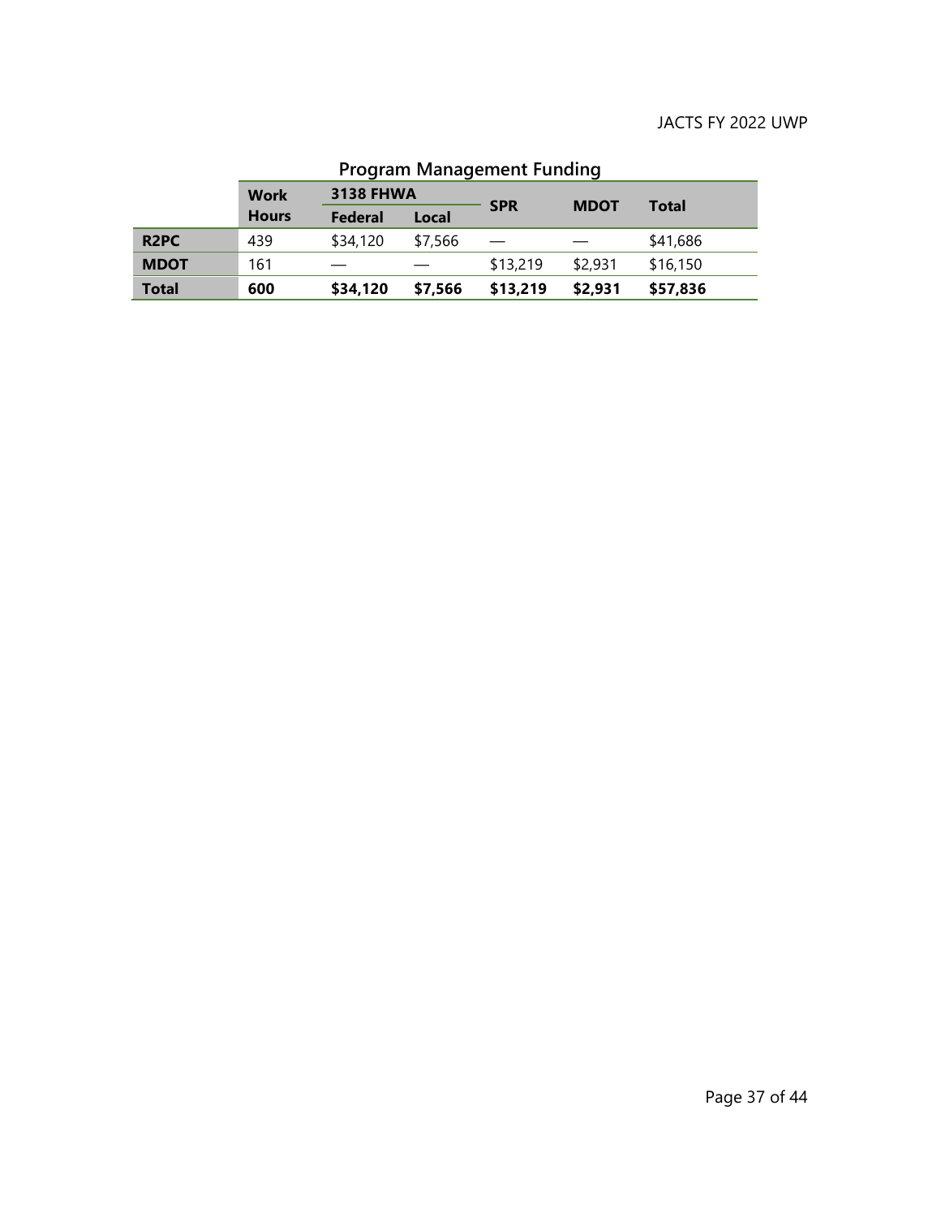## Program Management Funding

| | Work Hours | 3138 FHWA | | SPR | MDOT | Total |
|---|---|---|---|---|---|---|
| | | Federal | Local | | | |
| **R2PC** | 439 | \$34,120 | \$7,566 | — | — | \$41,686 |
| **MDOT** | 161 | — | — | \$13,219 | \$2,931 | \$16,150 |
| **Total** | **600** | **\$34,120** | **\$7,566** | **\$13,219** | **\$2,931** | **\$57,836** |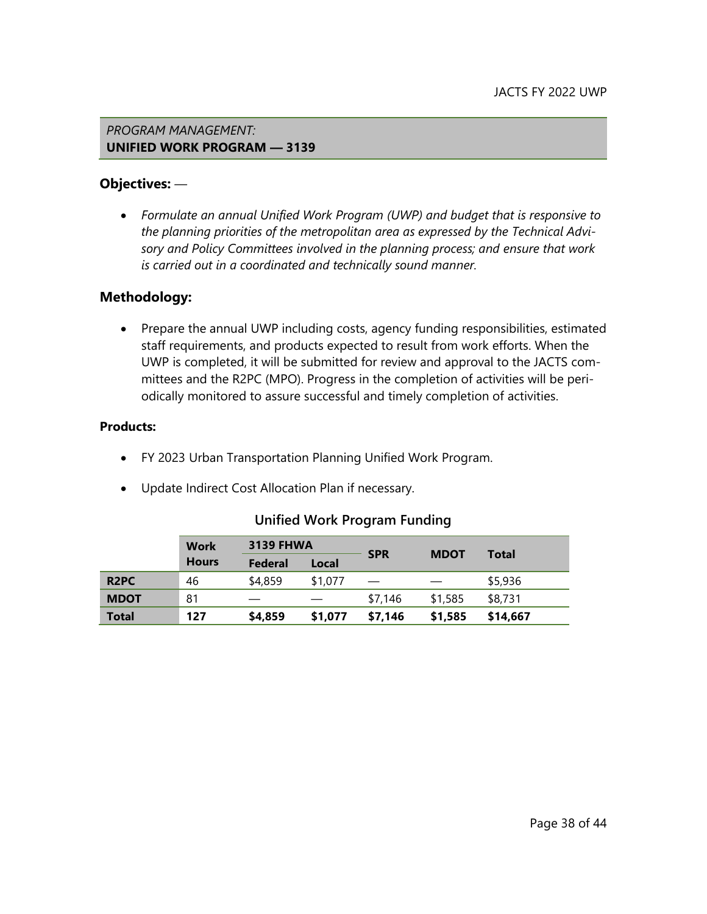*PROGRAM MANAGEMENT:*
**UNIFIED WORK PROGRAM — 3139**

### Objectives: —

- *Formulate an annual Unified Work Program (UWP) and budget that is responsive to the planning priorities of the metropolitan area as expressed by the Technical Advisory and Policy Committees involved in the planning process; and ensure that work is carried out in a coordinated and technically sound manner.*

### Methodology:

- Prepare the annual UWP including costs, agency funding responsibilities, estimated staff requirements, and products expected to result from work efforts. When the UWP is completed, it will be submitted for review and approval to the JACTS committees and the R2PC (MPO). Progress in the completion of activities will be periodically monitored to assure successful and timely completion of activities.

**Products:**

- FY 2023 Urban Transportation Planning Unified Work Program.
- Update Indirect Cost Allocation Plan if necessary.

**Unified Work Program Funding**

| | Work Hours | 3139 FHWA | | SPR | MDOT | Total |
|---|---|---|---|---|---|---|
| | | Federal | Local | | | |
| **R2PC** | 46 | $4,859 | $1,077 | — | — | $5,936 |
| **MDOT** | 81 | — | — | $7,146 | $1,585 | $8,731 |
| **Total** | **127** | **$4,859** | **$1,077** | **$7,146** | **$1,585** | **$14,667** |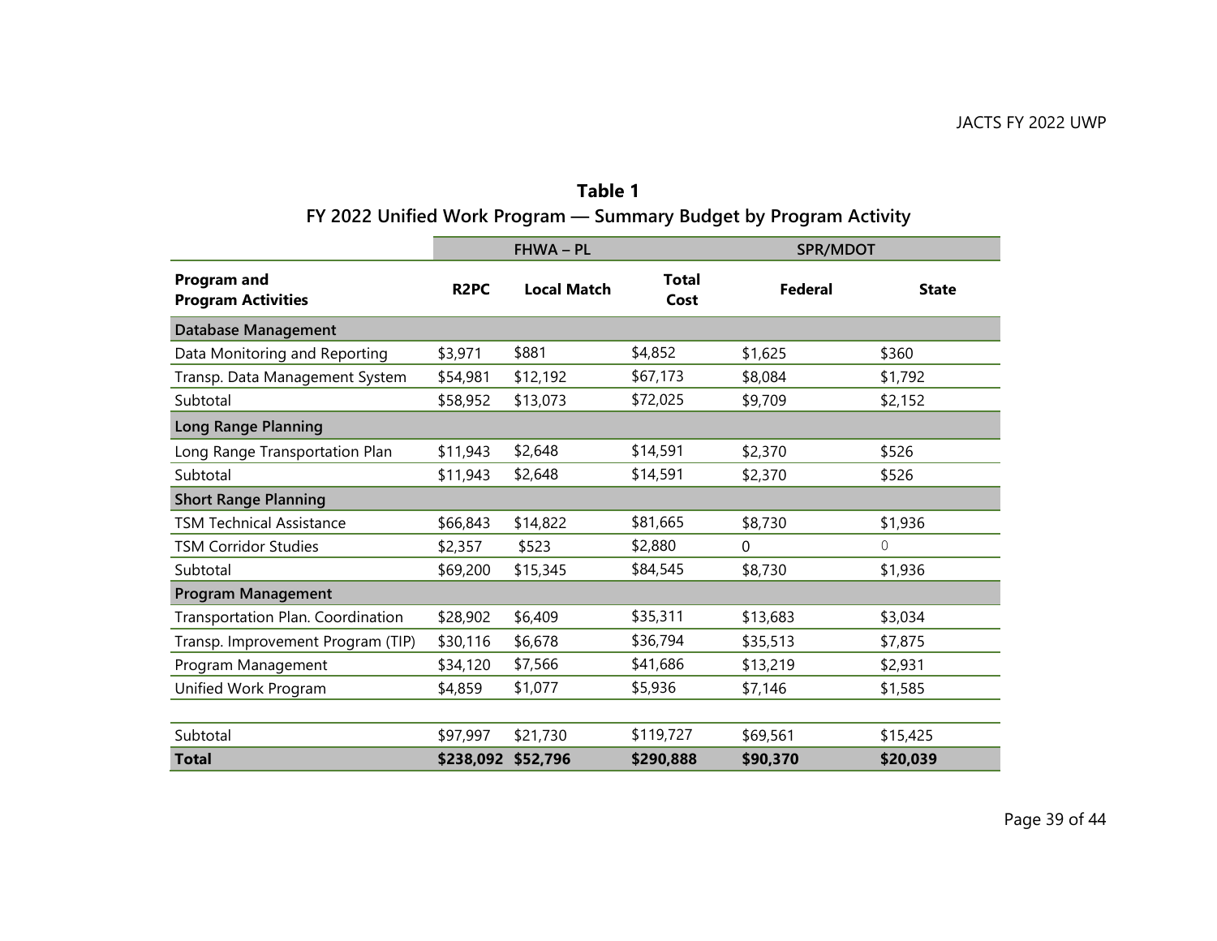**Table 1**

**FY 2022 Unified Work Program — Summary Budget by Program Activity**

| | FHWA – PL | | | SPR/MDOT | |
|---|---|---|---|---|---|
| **Program and Program Activities** | **R2PC** | **Local Match** | **Total Cost** | **Federal** | **State** |
| **Database Management** | | | | | |
| Data Monitoring and Reporting | $3,971 | $881 | $4,852 | $1,625 | $360 |
| Transp. Data Management System | $54,981 | $12,192 | $67,173 | $8,084 | $1,792 |
| Subtotal | $58,952 | $13,073 | $72,025 | $9,709 | $2,152 |
| **Long Range Planning** | | | | | |
| Long Range Transportation Plan | $11,943 | $2,648 | $14,591 | $2,370 | $526 |
| Subtotal | $11,943 | $2,648 | $14,591 | $2,370 | $526 |
| **Short Range Planning** | | | | | |
| TSM Technical Assistance | $66,843 | $14,822 | $81,665 | $8,730 | $1,936 |
| TSM Corridor Studies | $2,357 | $523 | $2,880 | 0 | 0 |
| Subtotal | $69,200 | $15,345 | $84,545 | $8,730 | $1,936 |
| **Program Management** | | | | | |
| Transportation Plan. Coordination | $28,902 | $6,409 | $35,311 | $13,683 | $3,034 |
| Transp. Improvement Program (TIP) | $30,116 | $6,678 | $36,794 | $35,513 | $7,875 |
| Program Management | $34,120 | $7,566 | $41,686 | $13,219 | $2,931 |
| Unified Work Program | $4,859 | $1,077 | $5,936 | $7,146 | $1,585 |
| | | | | | |
| Subtotal | $97,997 | $21,730 | $119,727 | $69,561 | $15,425 |
| **Total** | **$238,092** | **$52,796** | **$290,888** | **$90,370** | **$20,039** |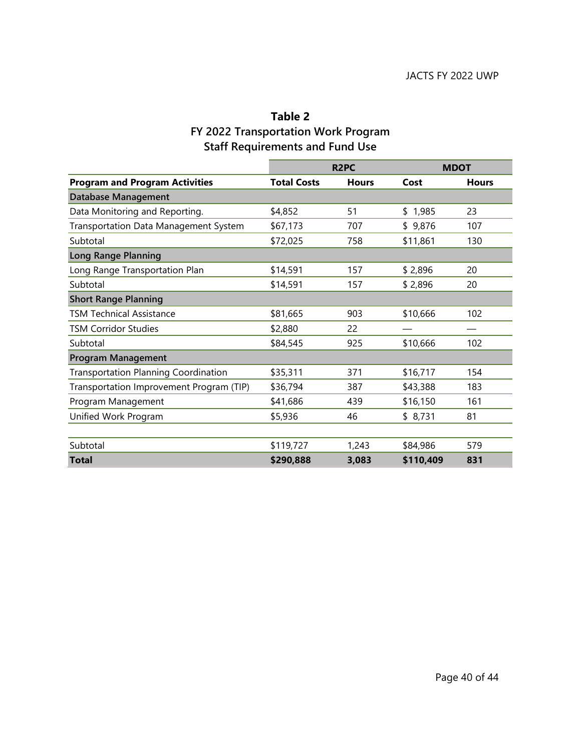**Table 2**
**FY 2022 Transportation Work Program**
**Staff Requirements and Fund Use**

| | R2PC | | MDOT | |
|---|---|---|---|---|
| **Program and Program Activities** | **Total Costs** | **Hours** | **Cost** | **Hours** |
| **Database Management** | | | | |
| Data Monitoring and Reporting. | $4,852 | 51 | $ 1,985 | 23 |
| Transportation Data Management System | $67,173 | 707 | $ 9,876 | 107 |
| Subtotal | $72,025 | 758 | $11,861 | 130 |
| **Long Range Planning** | | | | |
| Long Range Transportation Plan | $14,591 | 157 | $ 2,896 | 20 |
| Subtotal | $14,591 | 157 | $ 2,896 | 20 |
| **Short Range Planning** | | | | |
| TSM Technical Assistance | $81,665 | 903 | $10,666 | 102 |
| TSM Corridor Studies | $2,880 | 22 | — | — |
| Subtotal | $84,545 | 925 | $10,666 | 102 |
| **Program Management** | | | | |
| Transportation Planning Coordination | $35,311 | 371 | $16,717 | 154 |
| Transportation Improvement Program (TIP) | $36,794 | 387 | $43,388 | 183 |
| Program Management | $41,686 | 439 | $16,150 | 161 |
| Unified Work Program | $5,936 | 46 | $ 8,731 | 81 |
| | | | | |
| Subtotal | $119,727 | 1,243 | $84,986 | 579 |
| **Total** | **$290,888** | **3,083** | **$110,409** | **831** |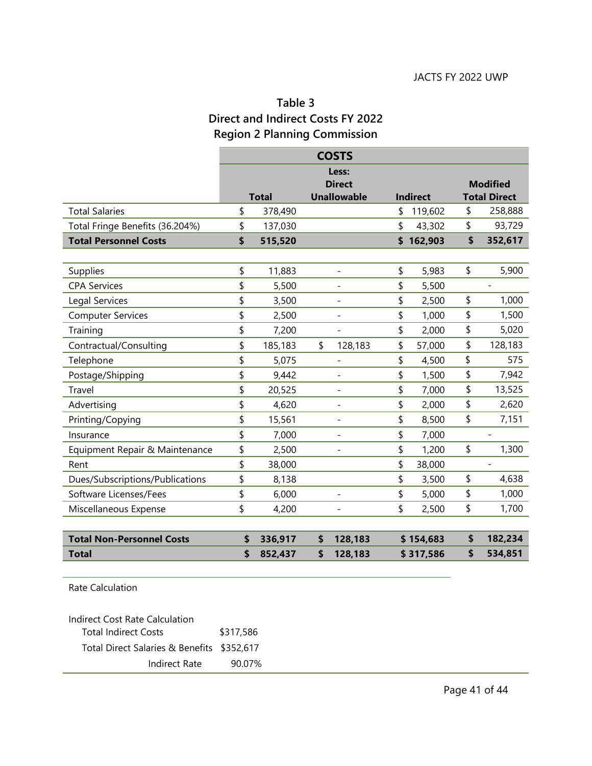## Table 3
## Direct and Indirect Costs FY 2022
## Region 2 Planning Commission

| | COSTS | | | |
|---|---|---|---|---|
| | **Total** | **Less: Direct Unallowable** | **Indirect** | **Modified Total Direct** |
| Total Salaries | $ 378,490 | | $ 119,602 | $ 258,888 |
| Total Fringe Benefits (36.204%) | $ 137,030 | | $ 43,302 | $ 93,729 |
| **Total Personnel Costs** | **$ 515,520** | | **$ 162,903** | **$ 352,617** |
| | | | | |
| Supplies | $ 11,883 | - | $ 5,983 | $ 5,900 |
| CPA Services | $ 5,500 | - | $ 5,500 | - |
| Legal Services | $ 3,500 | - | $ 2,500 | $ 1,000 |
| Computer Services | $ 2,500 | - | $ 1,000 | $ 1,500 |
| Training | $ 7,200 | - | $ 2,000 | $ 5,020 |
| Contractual/Consulting | $ 185,183 | $ 128,183 | $ 57,000 | $ 128,183 |
| Telephone | $ 5,075 | - | $ 4,500 | $ 575 |
| Postage/Shipping | $ 9,442 | - | $ 1,500 | $ 7,942 |
| Travel | $ 20,525 | - | $ 7,000 | $ 13,525 |
| Advertising | $ 4,620 | - | $ 2,000 | $ 2,620 |
| Printing/Copying | $ 15,561 | - | $ 8,500 | $ 7,151 |
| Insurance | $ 7,000 | - | $ 7,000 | - |
| Equipment Repair & Maintenance | $ 2,500 | - | $ 1,200 | $ 1,300 |
| Rent | $ 38,000 | | $ 38,000 | - |
| Dues/Subscriptions/Publications | $ 8,138 | | $ 3,500 | $ 4,638 |
| Software Licenses/Fees | $ 6,000 | - | $ 5,000 | $ 1,000 |
| Miscellaneous Expense | $ 4,200 | - | $ 2,500 | $ 1,700 |
| | | | | |
| **Total Non-Personnel Costs** | **$ 336,917** | **$ 128,183** | **$ 154,683** | **$ 182,234** |
| **Total** | **$ 852,437** | **$ 128,183** | **$ 317,586** | **$ 534,851** |

Rate Calculation

Indirect Cost Rate Calculation

| | |
|---|---|
| Total Indirect Costs | $317,586 |
| Total Direct Salaries & Benefits | $352,617 |
| Indirect Rate | 90.07% |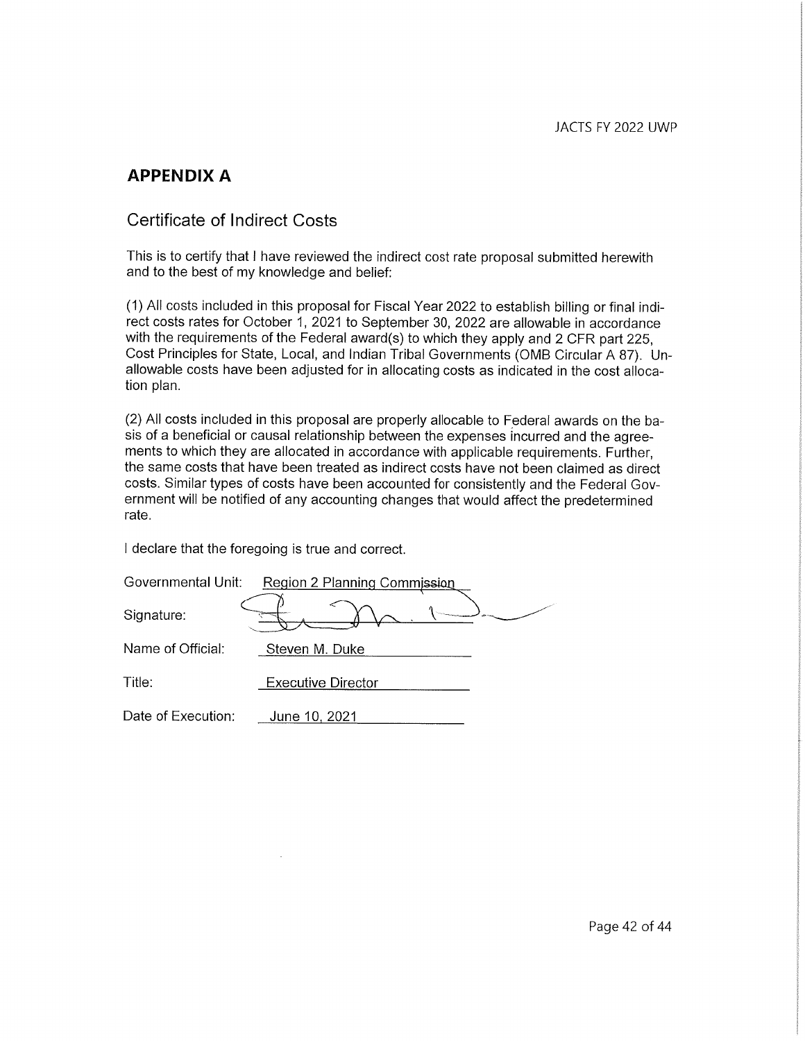## APPENDIX A

### Certificate of Indirect Costs

This is to certify that I have reviewed the indirect cost rate proposal submitted herewith and to the best of my knowledge and belief:

(1) All costs included in this proposal for Fiscal Year 2022 to establish billing or final indirect costs rates for October 1, 2021 to September 30, 2022 are allowable in accordance with the requirements of the Federal award(s) to which they apply and 2 CFR part 225, Cost Principles for State, Local, and Indian Tribal Governments (OMB Circular A 87). Unallowable costs have been adjusted for in allocating costs as indicated in the cost allocation plan.

(2) All costs included in this proposal are properly allocable to Federal awards on the basis of a beneficial or causal relationship between the expenses incurred and the agreements to which they are allocated in accordance with applicable requirements. Further, the same costs that have been treated as indirect costs have not been claimed as direct costs. Similar types of costs have been accounted for consistently and the Federal Government will be notified of any accounting changes that would affect the predetermined rate.

I declare that the foregoing is true and correct.

Governmental Unit: Region 2 Planning Commission

Signature: [signature]

Name of Official: Steven M. Duke

Title: Executive Director

Date of Execution: June 10, 2021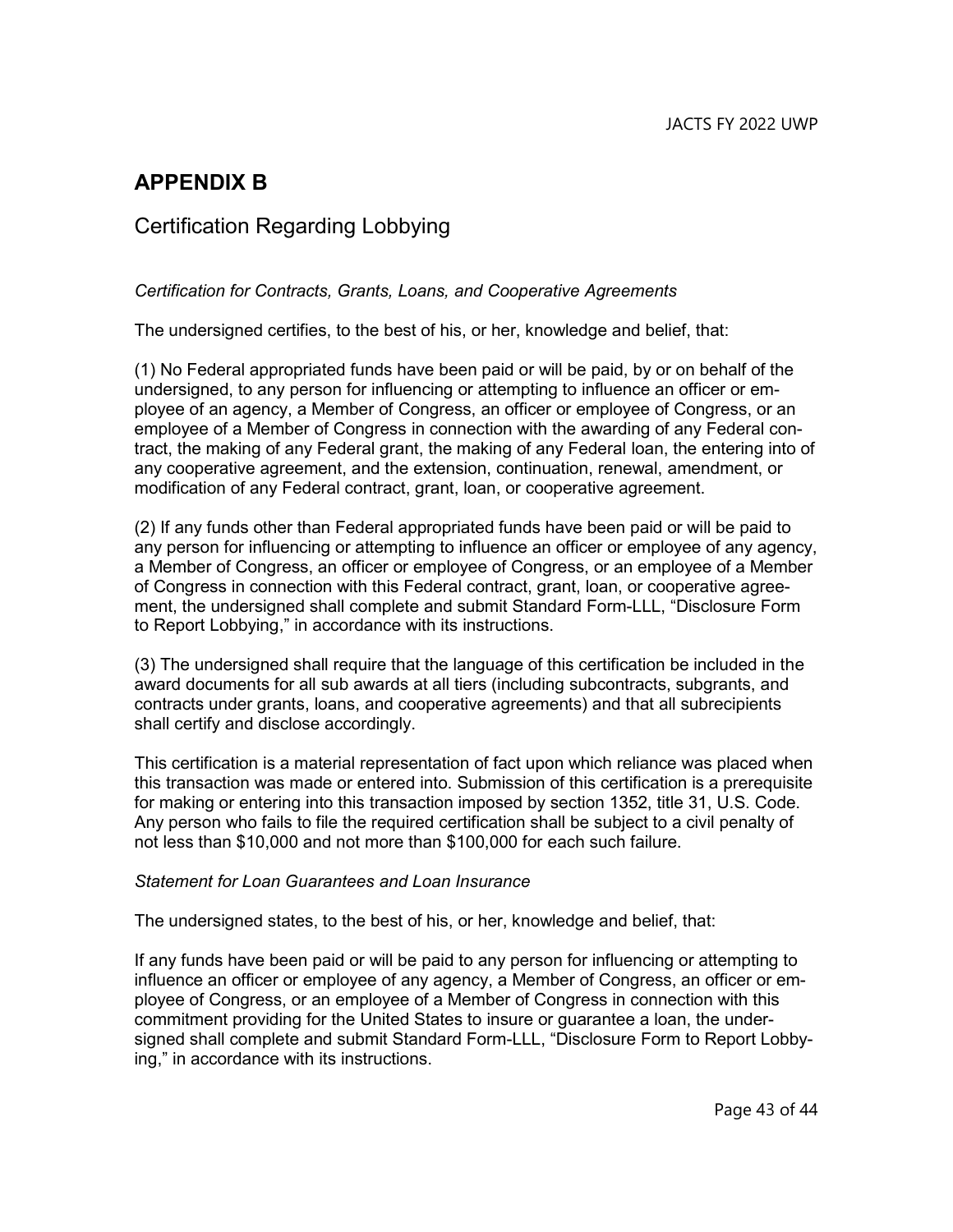## APPENDIX B

### Certification Regarding Lobbying

*Certification for Contracts, Grants, Loans, and Cooperative Agreements*

The undersigned certifies, to the best of his, or her, knowledge and belief, that:

(1) No Federal appropriated funds have been paid or will be paid, by or on behalf of the undersigned, to any person for influencing or attempting to influence an officer or employee of an agency, a Member of Congress, an officer or employee of Congress, or an employee of a Member of Congress in connection with the awarding of any Federal contract, the making of any Federal grant, the making of any Federal loan, the entering into of any cooperative agreement, and the extension, continuation, renewal, amendment, or modification of any Federal contract, grant, loan, or cooperative agreement.

(2) If any funds other than Federal appropriated funds have been paid or will be paid to any person for influencing or attempting to influence an officer or employee of any agency, a Member of Congress, an officer or employee of Congress, or an employee of a Member of Congress in connection with this Federal contract, grant, loan, or cooperative agreement, the undersigned shall complete and submit Standard Form-LLL, "Disclosure Form to Report Lobbying," in accordance with its instructions.

(3) The undersigned shall require that the language of this certification be included in the award documents for all sub awards at all tiers (including subcontracts, subgrants, and contracts under grants, loans, and cooperative agreements) and that all subrecipients shall certify and disclose accordingly.

This certification is a material representation of fact upon which reliance was placed when this transaction was made or entered into. Submission of this certification is a prerequisite for making or entering into this transaction imposed by section 1352, title 31, U.S. Code. Any person who fails to file the required certification shall be subject to a civil penalty of not less than $10,000 and not more than $100,000 for each such failure.

*Statement for Loan Guarantees and Loan Insurance*

The undersigned states, to the best of his, or her, knowledge and belief, that:

If any funds have been paid or will be paid to any person for influencing or attempting to influence an officer or employee of any agency, a Member of Congress, an officer or employee of Congress, or an employee of a Member of Congress in connection with this commitment providing for the United States to insure or guarantee a loan, the undersigned shall complete and submit Standard Form-LLL, "Disclosure Form to Report Lobbying," in accordance with its instructions.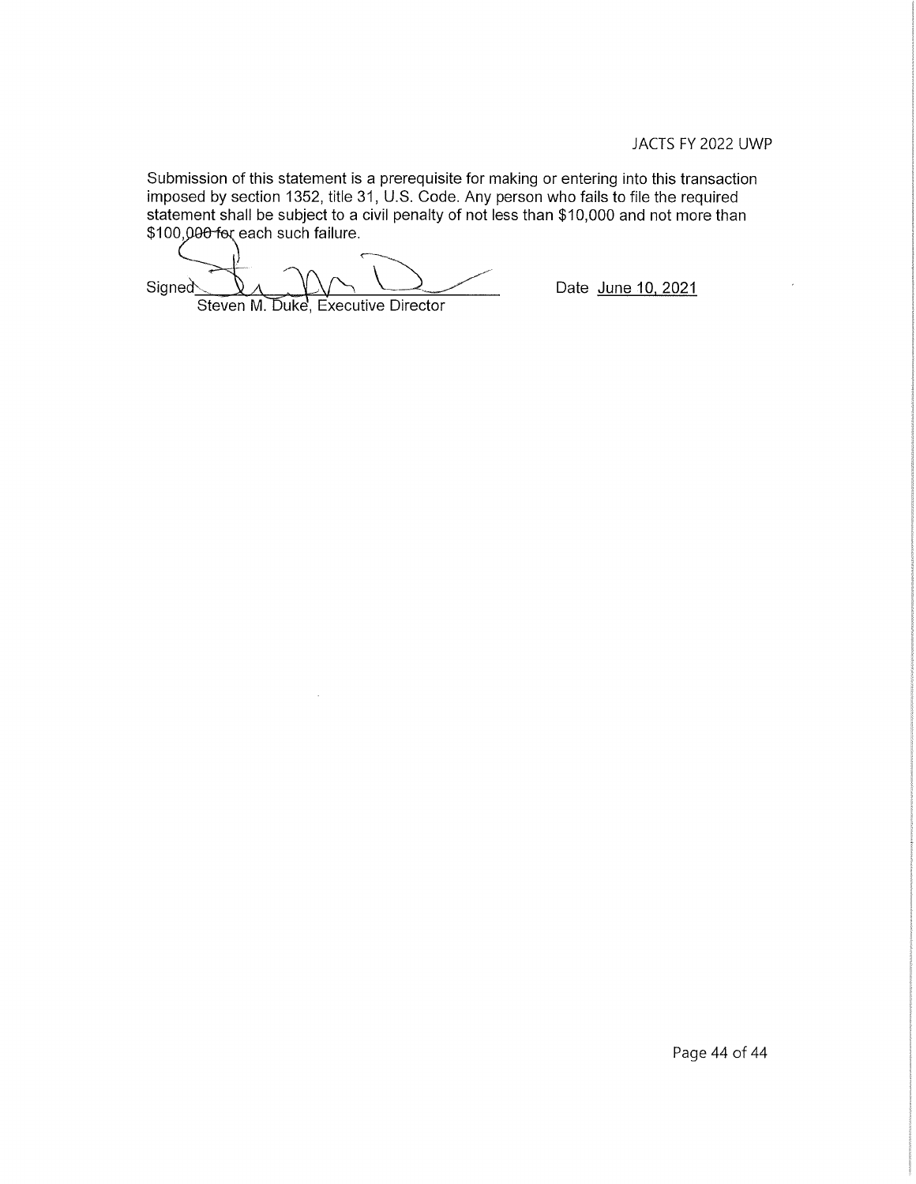Submission of this statement is a prerequisite for making or entering into this transaction imposed by section 1352, title 31, U.S. Code. Any person who fails to file the required statement shall be subject to a civil penalty of not less than $10,000 and not more than $100,000 for each such failure.

Signed ______________________________ Date June 10, 2021

Steven M. Duke, Executive Director